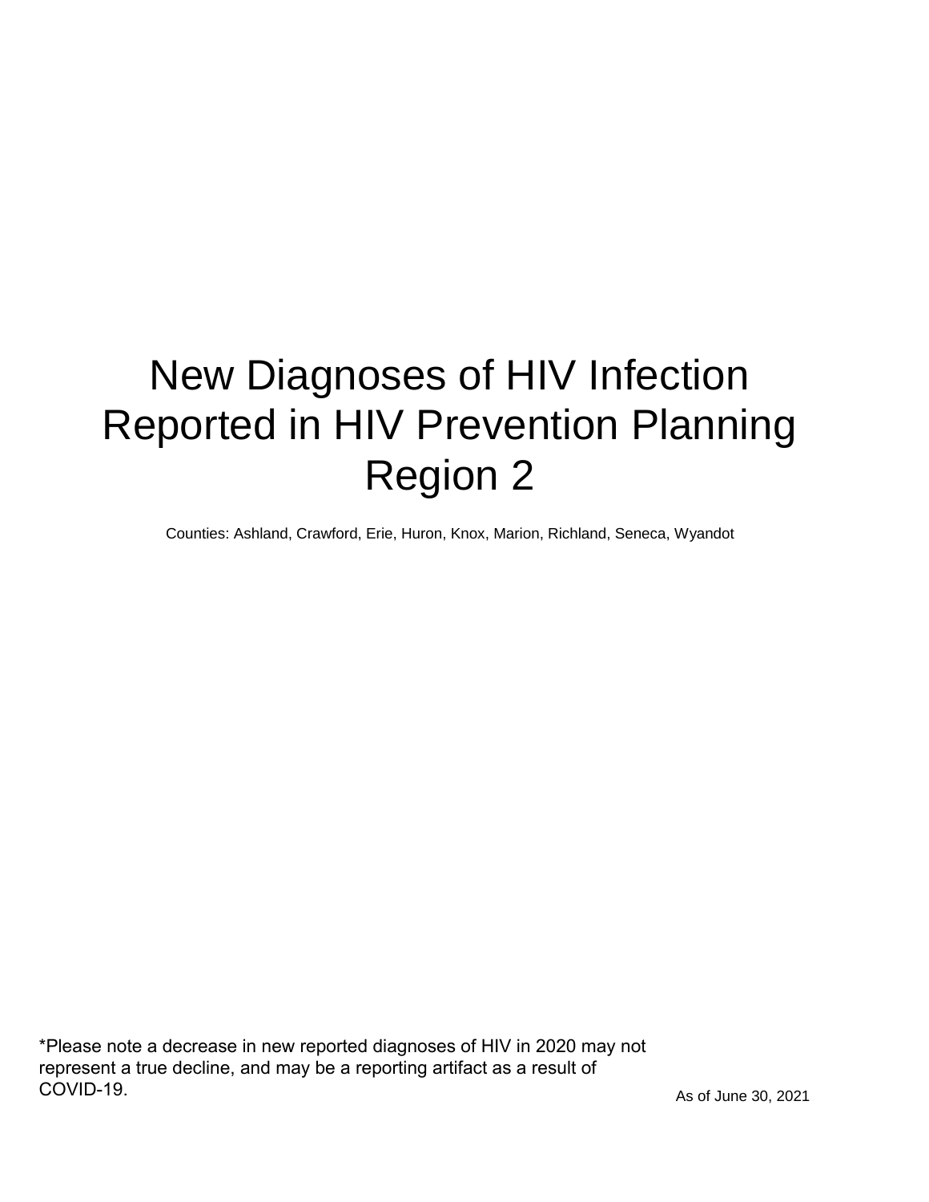# New Diagnoses of HIV Infection Reported in HIV Prevention Planning Region 2

Counties: Ashland, Crawford, Erie, Huron, Knox, Marion, Richland, Seneca, Wyandot

*Please note a decrease in new reported diagnoses of HIV in 2020 may not represent a true decline, and may be a reporting artifact as a result of COVID-19.

As of June 30, 2021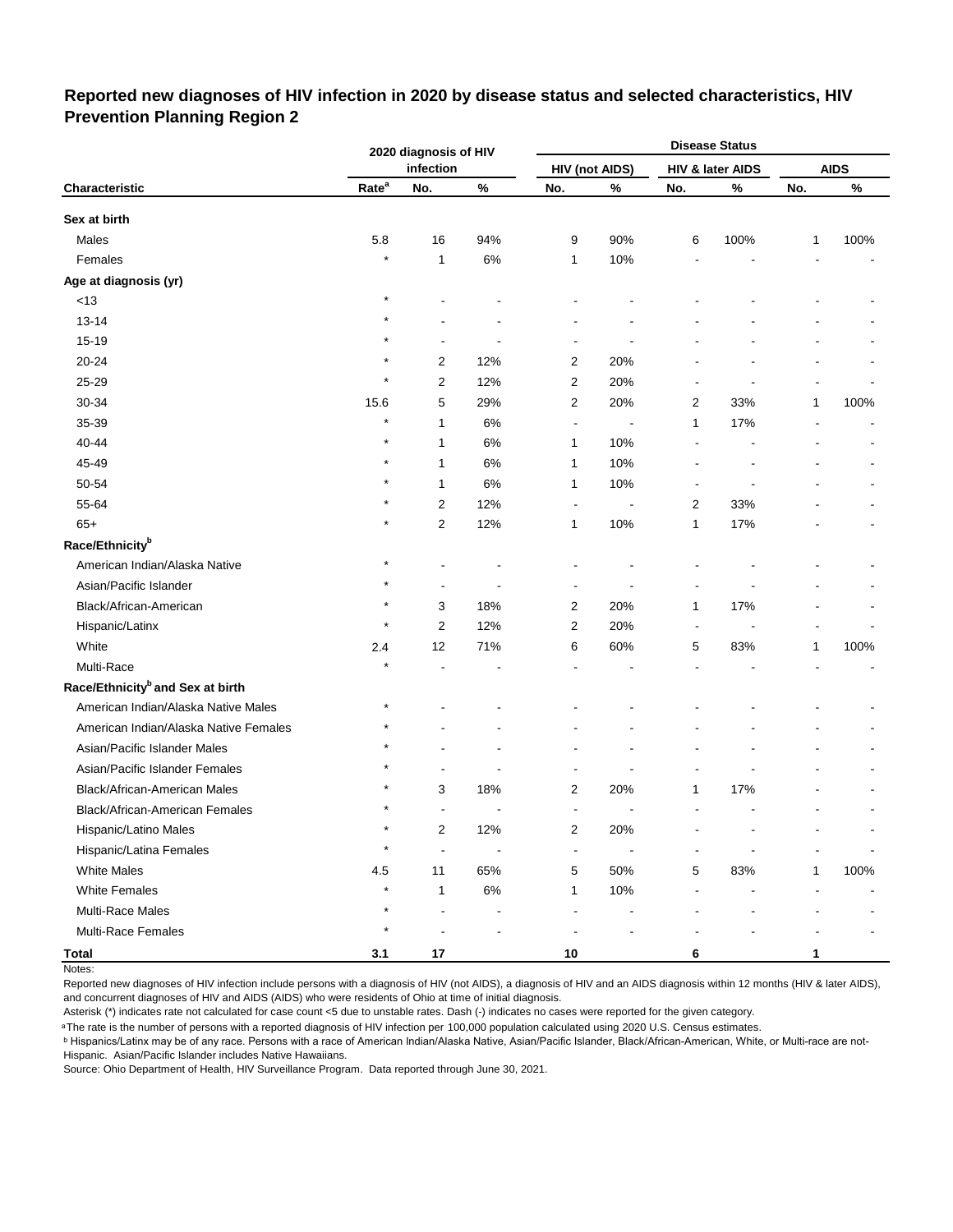## Reported new diagnoses of HIV infection in 2020 by disease status and selected characteristics, HIV Prevention Planning Region 2

| Characteristic | 2020 diagnosis of HIV infection | | | Disease Status | | | | | |
|---|---|---|---|---|---|---|---|---|---|
| | | | | HIV (not AIDS) | | HIV & later AIDS | | AIDS | |
| | Rate[a] | No. | % | No. | % | No. | % | No. | % |
| **Sex at birth** | | | | | | | | | |
| Males | 5.8 | 16 | 94% | 9 | 90% | 6 | 100% | 1 | 100% |
| Females | * | 1 | 6% | 1 | 10% | - | - | - | - |
| **Age at diagnosis (yr)** | | | | | | | | | |
| <13 | * | - | - | - | - | - | - | - | - |
| 13-14 | * | - | - | - | - | - | - | - | - |
| 15-19 | * | - | - | - | - | - | - | - | - |
| 20-24 | * | 2 | 12% | 2 | 20% | - | - | - | - |
| 25-29 | * | 2 | 12% | 2 | 20% | - | - | - | - |
| 30-34 | 15.6 | 5 | 29% | 2 | 20% | 2 | 33% | 1 | 100% |
| 35-39 | * | 1 | 6% | - | - | 1 | 17% | - | - |
| 40-44 | * | 1 | 6% | 1 | 10% | - | - | - | - |
| 45-49 | * | 1 | 6% | 1 | 10% | - | - | - | - |
| 50-54 | * | 1 | 6% | 1 | 10% | - | - | - | - |
| 55-64 | * | 2 | 12% | - | - | 2 | 33% | - | - |
| 65+ | * | 2 | 12% | 1 | 10% | 1 | 17% | - | - |
| **Race/Ethnicity[b]** | | | | | | | | | |
| American Indian/Alaska Native | * | - | - | - | - | - | - | - | - |
| Asian/Pacific Islander | * | - | - | - | - | - | - | - | - |
| Black/African-American | * | 3 | 18% | 2 | 20% | 1 | 17% | - | - |
| Hispanic/Latinx | * | 2 | 12% | 2 | 20% | - | - | - | - |
| White | 2.4 | 12 | 71% | 6 | 60% | 5 | 83% | 1 | 100% |
| Multi-Race | * | - | - | - | - | - | - | - | - |
| **Race/Ethnicity[b] and Sex at birth** | | | | | | | | | |
| American Indian/Alaska Native Males | * | - | - | - | - | - | - | - | - |
| American Indian/Alaska Native Females | * | - | - | - | - | - | - | - | - |
| Asian/Pacific Islander Males | * | - | - | - | - | - | - | - | - |
| Asian/Pacific Islander Females | * | - | - | - | - | - | - | - | - |
| Black/African-American Males | * | 3 | 18% | 2 | 20% | 1 | 17% | - | - |
| Black/African-American Females | * | - | - | - | - | - | - | - | - |
| Hispanic/Latino Males | * | 2 | 12% | 2 | 20% | - | - | - | - |
| Hispanic/Latina Females | * | - | - | - | - | - | - | - | - |
| White Males | 4.5 | 11 | 65% | 5 | 50% | 5 | 83% | 1 | 100% |
| White Females | * | 1 | 6% | 1 | 10% | - | - | - | - |
| Multi-Race Males | * | - | - | - | - | - | - | - | - |
| Multi-Race Females | * | - | - | - | - | - | - | - | - |
| **Total** | **3.1** | **17** | | **10** | | **6** | | **1** | |

Notes:

Reported new diagnoses of HIV infection include persons with a diagnosis of HIV (not AIDS), a diagnosis of HIV and an AIDS diagnosis within 12 months (HIV & later AIDS), and concurrent diagnoses of HIV and AIDS (AIDS) who were residents of Ohio at time of initial diagnosis.

Asterisk (*) indicates rate not calculated for case count <5 due to unstable rates. Dash (-) indicates no cases were reported for the given category.

[a] The rate is the number of persons with a reported diagnosis of HIV infection per 100,000 population calculated using 2020 U.S. Census estimates.

[b] Hispanics/Latinx may be of any race. Persons with a race of American Indian/Alaska Native, Asian/Pacific Islander, Black/African-American, White, or Multi-race are not-Hispanic. Asian/Pacific Islander includes Native Hawaiians.

Source: Ohio Department of Health, HIV Surveillance Program. Data reported through June 30, 2021.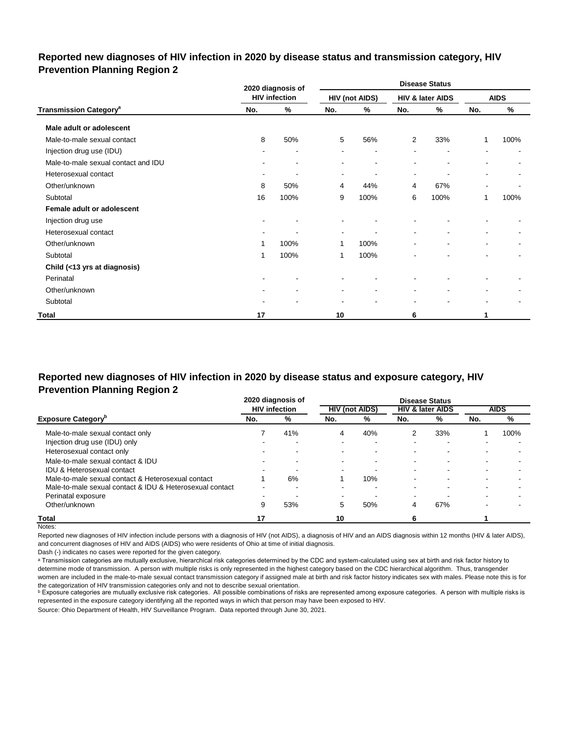## Reported new diagnoses of HIV infection in 2020 by disease status and transmission category, HIV Prevention Planning Region 2

| | 2020 diagnosis of HIV infection | | Disease Status | | | | | |
|---|---|---|---|---|---|---|---|---|
| | | | HIV (not AIDS) | | HIV & later AIDS | | AIDS | |
| Transmission Category[a] | No. | % | No. | % | No. | % | No. | % |
| **Male adult or adolescent** | | | | | | | | |
| Male-to-male sexual contact | 8 | 50% | 5 | 56% | 2 | 33% | 1 | 100% |
| Injection drug use (IDU) | - | - | - | - | - | - | - | - |
| Male-to-male sexual contact and IDU | - | - | - | - | - | - | - | - |
| Heterosexual contact | - | - | - | - | - | - | - | - |
| Other/unknown | 8 | 50% | 4 | 44% | 4 | 67% | - | - |
| Subtotal | 16 | 100% | 9 | 100% | 6 | 100% | 1 | 100% |
| **Female adult or adolescent** | | | | | | | | |
| Injection drug use | - | - | - | - | - | - | - | - |
| Heterosexual contact | - | - | - | - | - | - | - | - |
| Other/unknown | 1 | 100% | 1 | 100% | - | - | - | - |
| Subtotal | 1 | 100% | 1 | 100% | - | - | - | - |
| **Child (<13 yrs at diagnosis)** | | | | | | | | |
| Perinatal | - | - | - | - | - | - | - | - |
| Other/unknown | - | - | - | - | - | - | - | - |
| Subtotal | - | - | - | - | - | - | - | - |
| **Total** | **17** | | **10** | | **6** | | **1** | |

## Reported new diagnoses of HIV infection in 2020 by disease status and exposure category, HIV Prevention Planning Region 2

| | 2020 diagnosis of HIV infection | | Disease Status | | | | | |
|---|---|---|---|---|---|---|---|---|
| | | | HIV (not AIDS) | | HIV & later AIDS | | AIDS | |
| Exposure Category[b] | No. | % | No. | % | No. | % | No. | % |
| Male-to-male sexual contact only | 7 | 41% | 4 | 40% | 2 | 33% | 1 | 100% |
| Injection drug use (IDU) only | - | - | - | - | - | - | - | - |
| Heterosexual contact only | - | - | - | - | - | - | - | - |
| Male-to-male sexual contact & IDU | - | - | - | - | - | - | - | - |
| IDU & Heterosexual contact | - | - | - | - | - | - | - | - |
| Male-to-male sexual contact & Heterosexual contact | 1 | 6% | 1 | 10% | - | - | - | - |
| Male-to-male sexual contact & IDU & Heterosexual contact | - | - | - | - | - | - | - | - |
| Perinatal exposure | - | - | - | - | - | - | - | - |
| Other/unknown | 9 | 53% | 5 | 50% | 4 | 67% | - | - |
| **Total** | **17** | | **10** | | **6** | | **1** | |

Notes:

Reported new diagnoses of HIV infection include persons with a diagnosis of HIV (not AIDS), a diagnosis of HIV and an AIDS diagnosis within 12 months (HIV & later AIDS), and concurrent diagnoses of HIV and AIDS (AIDS) who were residents of Ohio at time of initial diagnosis.

Dash (-) indicates no cases were reported for the given category.

[a] Transmission categories are mutually exclusive, hierarchical risk categories determined by the CDC and system-calculated using sex at birth and risk factor history to determine mode of transmission. A person with multiple risks is only represented in the highest category based on the CDC hierarchical algorithm. Thus, transgender women are included in the male-to-male sexual contact transmission category if assigned male at birth and risk factor history indicates sex with males. Please note this is for the categorization of HIV transmission categories only and not to describe sexual orientation.

[b] Exposure categories are mutually exclusive risk categories. All possible combinations of risks are represented among exposure categories. A person with multiple risks is represented in the exposure category identifying all the reported ways in which that person may have been exposed to HIV.

Source: Ohio Department of Health, HIV Surveillance Program. Data reported through June 30, 2021.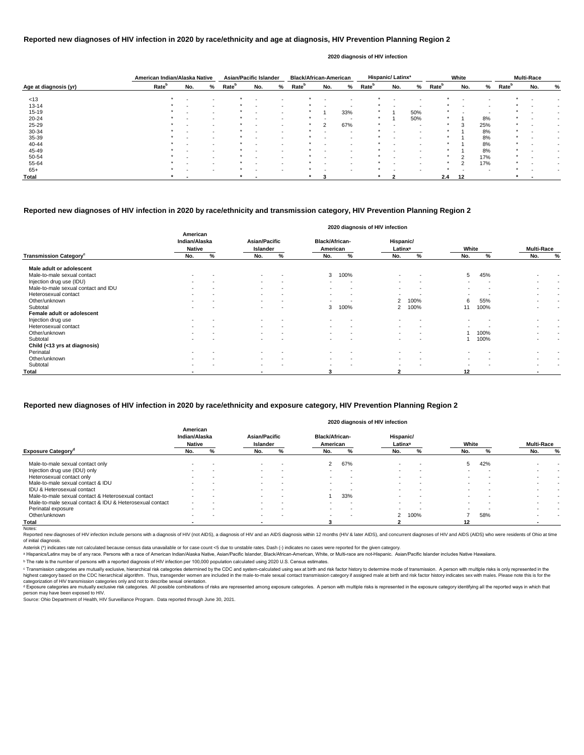## Reported new diagnoses of HIV infection in 2020 by race/ethnicity and age at diagnosis, HIV Prevention Planning Region 2

| | 2020 diagnosis of HIV infection | | | | | | | | | | | | | | | | | |
|---|---|---|---|---|---|---|---|---|---|---|---|---|---|---|---|---|---|---|
| | American Indian/Alaska Native | | | Asian/Pacific Islander | | | Black/African-American | | | Hispanic/ Latinx[a] | | | White | | | Multi-Race | | |
| Age at diagnosis (yr) | Rate[b] | No. | % | Rate[b] | No. | % | Rate[b] | No. | % | Rate[b] | No. | % | Rate[b] | No. | % | Rate[b] | No. | % |
| <13 | * | - | - | * | - | - | * | - | - | * | - | - | * | - | - | * | - | - |
| 13-14 | * | - | - | * | - | - | * | - | - | * | - | - | * | - | - | * | - | - |
| 15-19 | * | - | - | * | - | - | * | 1 | 33% | * | 1 | 50% | * | - | - | * | - | - |
| 20-24 | * | - | - | * | - | - | * | - | - | * | 1 | 50% | * | 1 | 8% | * | - | - |
| 25-29 | * | - | - | * | - | - | * | 2 | 67% | * | - | - | * | 3 | 25% | * | - | - |
| 30-34 | * | - | - | * | - | - | * | - | - | * | - | - | * | 1 | 8% | * | - | - |
| 35-39 | * | - | - | * | - | - | * | - | - | * | - | - | * | 1 | 8% | * | - | - |
| 40-44 | * | - | - | * | - | - | * | - | - | * | - | - | * | 1 | 8% | * | - | - |
| 45-49 | * | - | - | * | - | - | * | - | - | * | - | - | * | 1 | 8% | * | - | - |
| 50-54 | * | - | - | * | - | - | * | - | - | * | - | - | * | 2 | 17% | * | - | - |
| 55-64 | * | - | - | * | - | - | * | - | - | * | - | - | * | 2 | 17% | * | - | - |
| 65+ | * | - | - | * | - | - | * | - | - | * | - | - | * | - | - | * | - | - |
| **Total** | * | - | | * | - | | * | 3 | | * | 2 | | 2.4 | 12 | | * | - | |

## Reported new diagnoses of HIV infection in 2020 by race/ethnicity and transmission category, HIV Prevention Planning Region 2

| | 2020 diagnosis of HIV infection | | | | | | | | | | | |
|---|---|---|---|---|---|---|---|---|---|---|---|---|
| | American Indian/Alaska Native | | Asian/Pacific Islander | | Black/African-American | | Hispanic/ Latinx[a] | | White | | Multi-Race | |
| Transmission Category[c] | No. | % | No. | % | No. | % | No. | % | No. | % | No. | % |
| **Male adult or adolescent** | | | | | | | | | | | | |
| Male-to-male sexual contact | - | - | - | - | 3 | 100% | - | - | 5 | 45% | - | - |
| Injection drug use (IDU) | - | - | - | - | - | - | - | - | - | - | - | - |
| Male-to-male sexual contact and IDU | - | - | - | - | - | - | - | - | - | - | - | - |
| Heterosexual contact | - | - | - | - | - | - | - | - | - | - | - | - |
| Other/unknown | - | - | - | - | - | - | 2 | 100% | 6 | 55% | - | - |
| Subtotal | - | - | - | - | 3 | 100% | 2 | 100% | 11 | 100% | - | - |
| **Female adult or adolescent** | | | | | | | | | | | | |
| Injection drug use | - | - | - | - | - | - | - | - | - | - | - | - |
| Heterosexual contact | - | - | - | - | - | - | - | - | - | - | - | - |
| Other/unknown | - | - | - | - | - | - | - | - | 1 | 100% | - | - |
| Subtotal | - | - | - | - | - | - | - | - | 1 | 100% | - | - |
| **Child (<13 yrs at diagnosis)** | | | | | | | | | | | | |
| Perinatal | - | - | - | - | - | - | - | - | - | - | - | - |
| Other/unknown | - | - | - | - | - | - | - | - | - | - | - | - |
| Subtotal | - | - | - | - | - | - | - | - | - | - | - | - |
| **Total** | - | | - | | 3 | | 2 | | 12 | | - | |

## Reported new diagnoses of HIV infection in 2020 by race/ethnicity and exposure category, HIV Prevention Planning Region 2

| | 2020 diagnosis of HIV infection | | | | | | | | | | | |
|---|---|---|---|---|---|---|---|---|---|---|---|---|
| | American Indian/Alaska Native | | Asian/Pacific Islander | | Black/African-American | | Hispanic/ Latinx[a] | | White | | Multi-Race | |
| Exposure Category[d] | No. | % | No. | % | No. | % | No. | % | No. | % | No. | % |
| Male-to-male sexual contact only | - | - | - | - | 2 | 67% | - | - | 5 | 42% | - | - |
| Injection drug use (IDU) only | - | - | - | - | - | - | - | - | - | - | - | - |
| Heterosexual contact only | - | - | - | - | - | - | - | - | - | - | - | - |
| Male-to-male sexual contact & IDU | - | - | - | - | - | - | - | - | - | - | - | - |
| IDU & Heterosexual contact | - | - | - | - | - | - | - | - | - | - | - | - |
| Male-to-male sexual contact & Heterosexual contact | - | - | - | - | 1 | 33% | - | - | - | - | - | - |
| Male-to-male sexual contact & IDU & Heterosexual contact | - | - | - | - | - | - | - | - | - | - | - | - |
| Perinatal exposure | - | - | - | - | - | - | - | - | - | - | - | - |
| Other/unknown | - | - | - | - | - | - | 2 | 100% | 7 | 58% | - | - |
| **Total** | - | | - | | 3 | | 2 | | 12 | | - | |

Notes:

Reported new diagnoses of HIV infection include persons with a diagnosis of HIV (not AIDS), a diagnosis of HIV and an AIDS diagnosis within 12 months (HIV & later AIDS), and concurrent diagnoses of HIV and AIDS (AIDS) who were residents of Ohio at time of initial diagnosis.

Asterisk (*) indicates rate not calculated because census data unavailable or for case count <5 due to unstable rates. Dash (-) indicates no cases were reported for the given category.

[a] Hispanics/Latinx may be of any race. Persons with a race of American Indian/Alaska Native, Asian/Pacific Islander, Black/African-American, White, or Multi-race are not-Hispanic. Asian/Pacific Islander includes Native Hawaiians.

[b] The rate is the number of persons with a reported diagnosis of HIV infection per 100,000 population calculated using 2020 U.S. Census estimates.

[c] Transmission categories are mutually exclusive, hierarchical risk categories determined by the CDC and system-calculated using sex at birth and risk factor history to determine mode of transmission. A person with multiple risks is only represented in the highest category based on the CDC hierarchical algorithm. Thus, transgender women are included in the male-to-male sexual contact transmission category if assigned male at birth and risk factor history indicates sex with males. Please note this is for the categorization of HIV transmission categories only and not to describe sexual orientation.

[d] Exposure categories are mutually exclusive risk categories. All possible combinations of risks are represented among exposure categories. A person with multiple risks is represented in the exposure category identifying all the reported ways in which that person may have been exposed to HIV.

Source: Ohio Department of Health, HIV Surveillance Program. Data reported through June 30, 2021.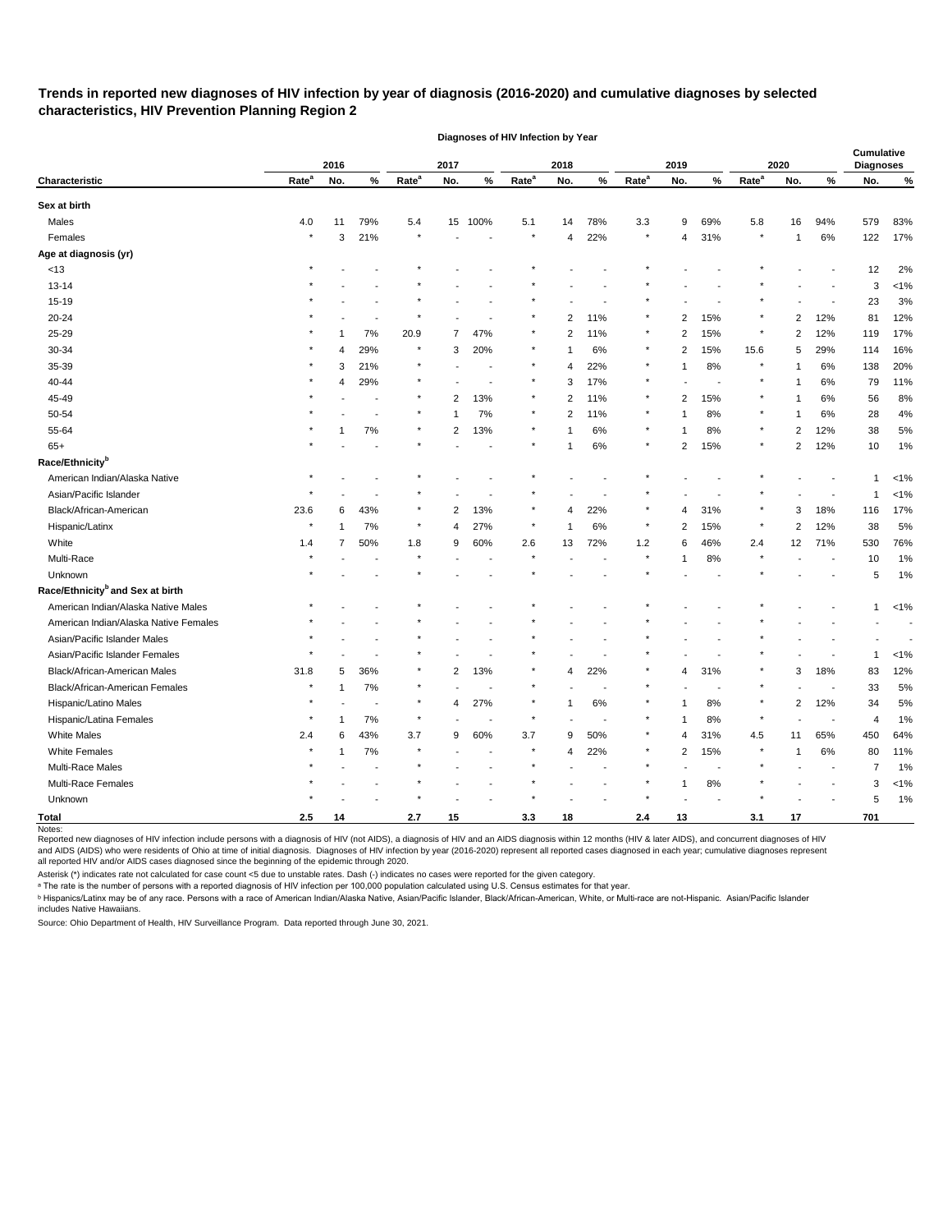## Trends in reported new diagnoses of HIV infection by year of diagnosis (2016-2020) and cumulative diagnoses by selected characteristics, HIV Prevention Planning Region 2

| Characteristic | 2016 Rate[a] | 2016 No. | 2016 % | 2017 Rate[a] | 2017 No. | 2017 % | 2018 Rate[a] | 2018 No. | 2018 % | 2019 Rate[a] | 2019 No. | 2019 % | 2020 Rate[a] | 2020 No. | 2020 % | Cumulative Diagnoses No. | Cumulative Diagnoses % |
|---|---|---|---|---|---|---|---|---|---|---|---|---|---|---|---|---|---|
| **Sex at birth** | | | | | | | | | | | | | | | | | |
| Males | 4.0 | 11 | 79% | 5.4 | 15 | 100% | 5.1 | 14 | 78% | 3.3 | 9 | 69% | 5.8 | 16 | 94% | 579 | 83% |
| Females | * | 3 | 21% | * | - | - | * | 4 | 22% | * | 4 | 31% | * | 1 | 6% | 122 | 17% |
| **Age at diagnosis (yr)** | | | | | | | | | | | | | | | | | |
| <13 | * | - | - | * | - | - | * | - | - | * | - | - | * | - | - | 12 | 2% |
| 13-14 | * | - | - | * | - | - | * | - | - | * | - | - | * | - | - | 3 | <1% |
| 15-19 | * | - | - | * | - | - | * | - | - | * | - | - | * | - | - | 23 | 3% |
| 20-24 | * | - | - | * | - | - | * | 2 | 11% | * | 2 | 15% | * | 2 | 12% | 81 | 12% |
| 25-29 | * | 1 | 7% | 20.9 | 7 | 47% | * | 2 | 11% | * | 2 | 15% | * | 2 | 12% | 119 | 17% |
| 30-34 | * | 4 | 29% | * | 3 | 20% | * | 1 | 6% | * | 2 | 15% | 15.6 | 5 | 29% | 114 | 16% |
| 35-39 | * | 3 | 21% | * | - | - | * | 4 | 22% | * | 1 | 8% | * | 1 | 6% | 138 | 20% |
| 40-44 | * | 4 | 29% | * | - | - | * | 3 | 17% | * | - | - | * | 1 | 6% | 79 | 11% |
| 45-49 | * | - | - | * | 2 | 13% | * | 2 | 11% | * | 2 | 15% | * | 1 | 6% | 56 | 8% |
| 50-54 | * | - | - | * | 1 | 7% | * | 2 | 11% | * | 1 | 8% | * | 1 | 6% | 28 | 4% |
| 55-64 | * | 1 | 7% | * | 2 | 13% | * | 1 | 6% | * | 1 | 8% | * | 2 | 12% | 38 | 5% |
| 65+ | * | - | - | * | - | - | * | 1 | 6% | * | 2 | 15% | * | 2 | 12% | 10 | 1% |
| **Race/Ethnicity[b]** | | | | | | | | | | | | | | | | | |
| American Indian/Alaska Native | * | - | - | * | - | - | * | - | - | * | - | - | * | - | - | 1 | <1% |
| Asian/Pacific Islander | * | - | - | * | - | - | * | - | - | * | - | - | * | - | - | 1 | <1% |
| Black/African-American | 23.6 | 6 | 43% | * | 2 | 13% | * | 4 | 22% | * | 4 | 31% | * | 3 | 18% | 116 | 17% |
| Hispanic/Latinx | * | 1 | 7% | * | 4 | 27% | * | 1 | 6% | * | 2 | 15% | * | 2 | 12% | 38 | 5% |
| White | 1.4 | 7 | 50% | 1.8 | 9 | 60% | 2.6 | 13 | 72% | 1.2 | 6 | 46% | 2.4 | 12 | 71% | 530 | 76% |
| Multi-Race | * | - | - | * | - | - | * | - | - | * | 1 | 8% | * | - | - | 10 | 1% |
| Unknown | * | - | - | * | - | - | * | - | - | * | - | - | * | - | - | 5 | 1% |
| **Race/Ethnicity[b] and Sex at birth** | | | | | | | | | | | | | | | | | |
| American Indian/Alaska Native Males | * | - | - | * | - | - | * | - | - | * | - | - | * | - | - | 1 | <1% |
| American Indian/Alaska Native Females | * | - | - | * | - | - | * | - | - | * | - | - | * | - | - | - | - |
| Asian/Pacific Islander Males | * | - | - | * | - | - | * | - | - | * | - | - | * | - | - | - | - |
| Asian/Pacific Islander Females | * | - | - | * | - | - | * | - | - | * | - | - | * | - | - | 1 | <1% |
| Black/African-American Males | 31.8 | 5 | 36% | * | 2 | 13% | * | 4 | 22% | * | 4 | 31% | * | 3 | 18% | 83 | 12% |
| Black/African-American Females | * | 1 | 7% | * | - | - | * | - | - | * | - | - | * | - | - | 33 | 5% |
| Hispanic/Latino Males | * | - | - | * | 4 | 27% | * | 1 | 6% | * | 1 | 8% | * | 2 | 12% | 34 | 5% |
| Hispanic/Latina Females | * | 1 | 7% | * | - | - | * | - | - | * | 1 | 8% | * | - | - | 4 | 1% |
| White Males | 2.4 | 6 | 43% | 3.7 | 9 | 60% | 3.7 | 9 | 50% | * | 4 | 31% | 4.5 | 11 | 65% | 450 | 64% |
| White Females | * | 1 | 7% | * | - | - | * | 4 | 22% | * | 2 | 15% | * | 1 | 6% | 80 | 11% |
| Multi-Race Males | * | - | - | * | - | - | * | - | - | * | - | - | * | - | - | 7 | 1% |
| Multi-Race Females | * | - | - | * | - | - | * | - | - | * | 1 | 8% | * | - | - | 3 | <1% |
| Unknown | * | - | - | * | - | - | * | - | - | * | - | - | * | - | - | 5 | 1% |
| **Total** | **2.5** | **14** | | **2.7** | **15** | | **3.3** | **18** | | **2.4** | **13** | | **3.1** | **17** | | **701** | |

Notes:

Reported new diagnoses of HIV infection include persons with a diagnosis of HIV (not AIDS), a diagnosis of HIV and an AIDS diagnosis within 12 months (HIV & later AIDS), and concurrent diagnoses of HIV and AIDS (AIDS) who were residents of Ohio at time of initial diagnosis. Diagnoses of HIV infection by year (2016-2020) represent all reported cases diagnosed in each year; cumulative diagnoses represent all reported HIV and/or AIDS cases diagnosed since the beginning of the epidemic through 2020.

Asterisk (*) indicates rate not calculated for case count <5 due to unstable rates. Dash (-) indicates no cases were reported for the given category.

[a] The rate is the number of persons with a reported diagnosis of HIV infection per 100,000 population calculated using U.S. Census estimates for that year.

[b] Hispanics/Latinx may be of any race. Persons with a race of American Indian/Alaska Native, Asian/Pacific Islander, Black/African-American, White, or Multi-race are not-Hispanic. Asian/Pacific Islander includes Native Hawaiians.

Source: Ohio Department of Health, HIV Surveillance Program. Data reported through June 30, 2021.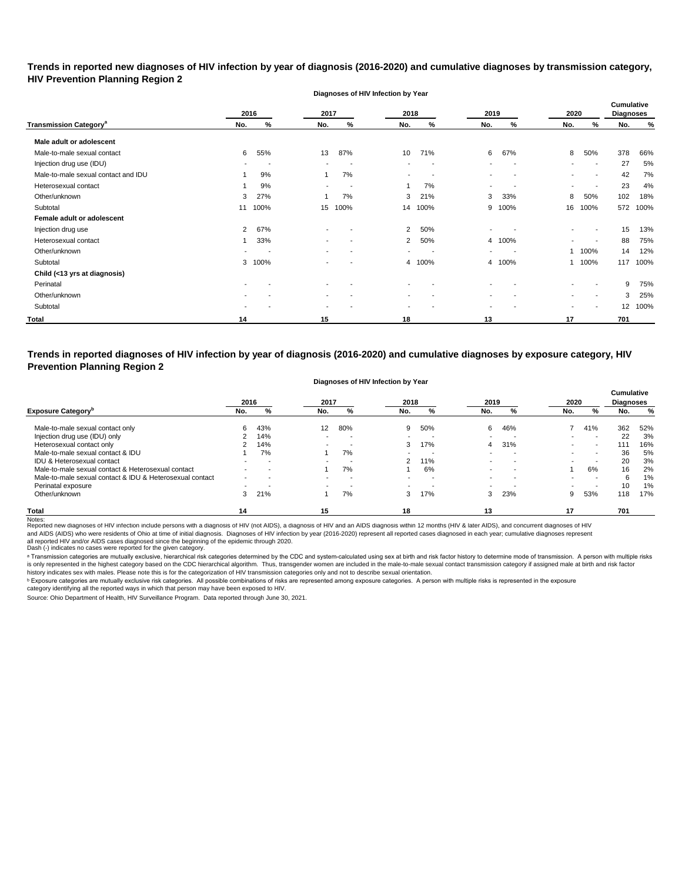**Trends in reported new diagnoses of HIV infection by year of diagnosis (2016-2020) and cumulative diagnoses by transmission category, HIV Prevention Planning Region 2**

| | Diagnoses of HIV Infection by Year | | | | | | | | | | Cumulative Diagnoses | |
|---|---|---|---|---|---|---|---|---|---|---|---|---|
| | 2016 | | 2017 | | 2018 | | 2019 | | 2020 | | | |
| **Transmission Category[a]** | No. | % | No. | % | No. | % | No. | % | No. | % | No. | % |
| **Male adult or adolescent** | | | | | | | | | | | | |
| Male-to-male sexual contact | 6 | 55% | 13 | 87% | 10 | 71% | 6 | 67% | 8 | 50% | 378 | 66% |
| Injection drug use (IDU) | - | - | - | - | - | - | - | - | - | - | 27 | 5% |
| Male-to-male sexual contact and IDU | 1 | 9% | 1 | 7% | - | - | - | - | - | - | 42 | 7% |
| Heterosexual contact | 1 | 9% | - | - | 1 | 7% | - | - | - | - | 23 | 4% |
| Other/unknown | 3 | 27% | 1 | 7% | 3 | 21% | 3 | 33% | 8 | 50% | 102 | 18% |
| Subtotal | 11 | 100% | 15 | 100% | 14 | 100% | 9 | 100% | 16 | 100% | 572 | 100% |
| **Female adult or adolescent** | | | | | | | | | | | | |
| Injection drug use | 2 | 67% | - | - | 2 | 50% | - | - | - | - | 15 | 13% |
| Heterosexual contact | 1 | 33% | - | - | 2 | 50% | 4 | 100% | - | - | 88 | 75% |
| Other/unknown | - | - | - | - | - | - | - | - | 1 | 100% | 14 | 12% |
| Subtotal | 3 | 100% | - | - | 4 | 100% | 4 | 100% | 1 | 100% | 117 | 100% |
| **Child (<13 yrs at diagnosis)** | | | | | | | | | | | | |
| Perinatal | - | - | - | - | - | - | - | - | - | - | 9 | 75% |
| Other/unknown | - | - | - | - | - | - | - | - | - | - | 3 | 25% |
| Subtotal | - | - | - | - | - | - | - | - | - | - | 12 | 100% |
| **Total** | **14** | | **15** | | **18** | | **13** | | **17** | | **701** | |

**Trends in reported diagnoses of HIV infection by year of diagnosis (2016-2020) and cumulative diagnoses by exposure category, HIV Prevention Planning Region 2**

| | Diagnoses of HIV Infection by Year | | | | | | | | | | Cumulative Diagnoses | |
|---|---|---|---|---|---|---|---|---|---|---|---|---|
| | 2016 | | 2017 | | 2018 | | 2019 | | 2020 | | | |
| **Exposure Category[b]** | No. | % | No. | % | No. | % | No. | % | No. | % | No. | % |
| Male-to-male sexual contact only | 6 | 43% | 12 | 80% | 9 | 50% | 6 | 46% | 7 | 41% | 362 | 52% |
| Injection drug use (IDU) only | 2 | 14% | - | - | - | - | - | - | - | - | 22 | 3% |
| Heterosexual contact only | 2 | 14% | - | - | 3 | 17% | 4 | 31% | - | - | 111 | 16% |
| Male-to-male sexual contact & IDU | 1 | 7% | 1 | 7% | - | - | - | - | - | - | 36 | 5% |
| IDU & Heterosexual contact | - | - | - | - | 2 | 11% | - | - | - | - | 20 | 3% |
| Male-to-male sexual contact & Heterosexual contact | - | - | 1 | 7% | 1 | 6% | - | - | 1 | 6% | 16 | 2% |
| Male-to-male sexual contact & IDU & Heterosexual contact | - | - | - | - | - | - | - | - | - | - | 6 | 1% |
| Perinatal exposure | - | - | - | - | - | - | - | - | - | - | 10 | 1% |
| Other/unknown | 3 | 21% | 1 | 7% | 3 | 17% | 3 | 23% | 9 | 53% | 118 | 17% |
| **Total** | **14** | | **15** | | **18** | | **13** | | **17** | | **701** | |

Notes:
Reported new diagnoses of HIV infection include persons with a diagnosis of HIV (not AIDS), a diagnosis of HIV and an AIDS diagnosis within 12 months (HIV & later AIDS), and concurrent diagnoses of HIV and AIDS (AIDS) who were residents of Ohio at time of initial diagnosis. Diagnoses of HIV infection by year (2016-2020) represent all reported cases diagnosed in each year; cumulative diagnoses represent all reported HIV and/or AIDS cases diagnosed since the beginning of the epidemic through 2020.
Dash (-) indicates no cases were reported for the given category.

[a] Transmission categories are mutually exclusive, hierarchical risk categories determined by the CDC and system-calculated using sex at birth and risk factor history to determine mode of transmission. A person with multiple risks is only represented in the highest category based on the CDC hierarchical algorithm. Thus, transgender women are included in the male-to-male sexual contact transmission category if assigned male at birth and risk factor history indicates sex with males. Please note this is for the categorization of HIV transmission categories only and not to describe sexual orientation.

[b] Exposure categories are mutually exclusive risk categories. All possible combinations of risks are represented among exposure categories. A person with multiple risks is represented in the exposure category identifying all the reported ways in which that person may have been exposed to HIV.

Source: Ohio Department of Health, HIV Surveillance Program. Data reported through June 30, 2021.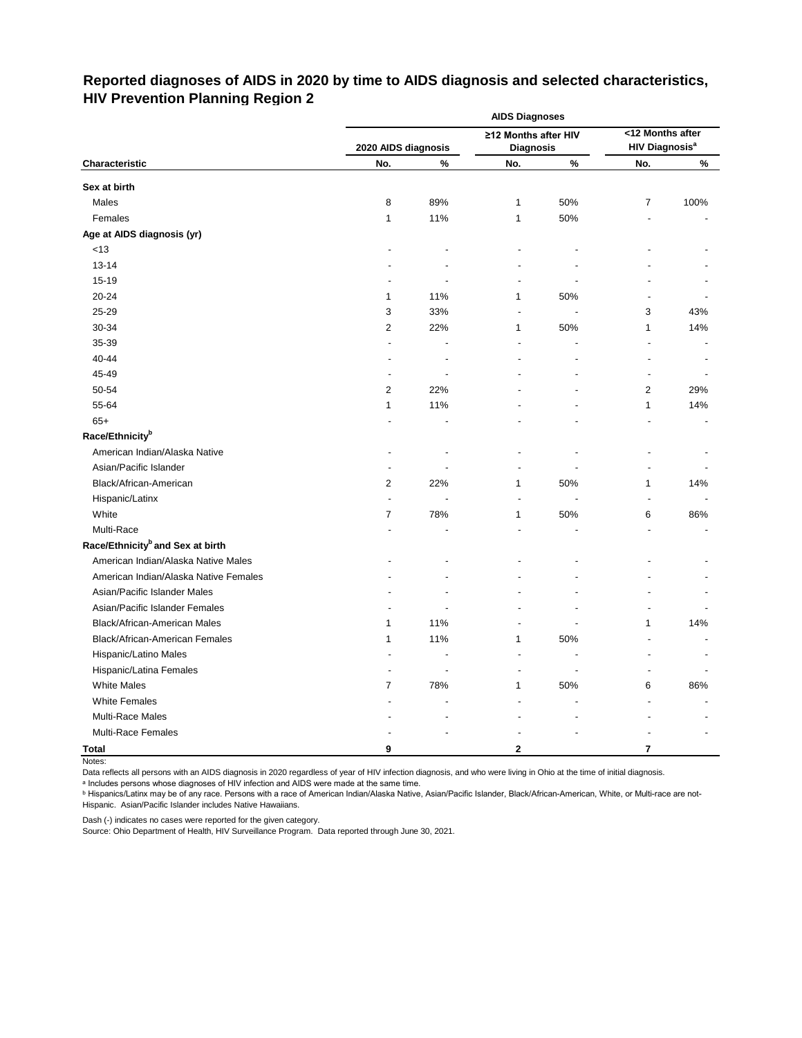# Reported diagnoses of AIDS in 2020 by time to AIDS diagnosis and selected characteristics, HIV Prevention Planning Region 2

| Characteristic | AIDS Diagnoses | | | | | |
|---|---|---|---|---|---|---|
| | 2020 AIDS diagnosis | | ≥12 Months after HIV Diagnosis | | <12 Months after HIV Diagnosis[a] | |
| | No. | % | No. | % | No. | % |
| **Sex at birth** | | | | | | |
| Males | 8 | 89% | 1 | 50% | 7 | 100% |
| Females | 1 | 11% | 1 | 50% | - | - |
| **Age at AIDS diagnosis (yr)** | | | | | | |
| <13 | - | - | - | - | - | - |
| 13-14 | - | - | - | - | - | - |
| 15-19 | - | - | - | - | - | - |
| 20-24 | 1 | 11% | 1 | 50% | - | - |
| 25-29 | 3 | 33% | - | - | 3 | 43% |
| 30-34 | 2 | 22% | 1 | 50% | 1 | 14% |
| 35-39 | - | - | - | - | - | - |
| 40-44 | - | - | - | - | - | - |
| 45-49 | - | - | - | - | - | - |
| 50-54 | 2 | 22% | - | - | 2 | 29% |
| 55-64 | 1 | 11% | - | - | 1 | 14% |
| 65+ | - | - | - | - | - | - |
| **Race/Ethnicity[b]** | | | | | | |
| American Indian/Alaska Native | - | - | - | - | - | - |
| Asian/Pacific Islander | - | - | - | - | - | - |
| Black/African-American | 2 | 22% | 1 | 50% | 1 | 14% |
| Hispanic/Latinx | - | - | - | - | - | - |
| White | 7 | 78% | 1 | 50% | 6 | 86% |
| Multi-Race | - | - | - | - | - | - |
| **Race/Ethnicity[b] and Sex at birth** | | | | | | |
| American Indian/Alaska Native Males | - | - | - | - | - | - |
| American Indian/Alaska Native Females | - | - | - | - | - | - |
| Asian/Pacific Islander Males | - | - | - | - | - | - |
| Asian/Pacific Islander Females | - | - | - | - | - | - |
| Black/African-American Males | 1 | 11% | - | - | 1 | 14% |
| Black/African-American Females | 1 | 11% | 1 | 50% | - | - |
| Hispanic/Latino Males | - | - | - | - | - | - |
| Hispanic/Latina Females | - | - | - | - | - | - |
| White Males | 7 | 78% | 1 | 50% | 6 | 86% |
| White Females | - | - | - | - | - | - |
| Multi-Race Males | - | - | - | - | - | - |
| Multi-Race Females | - | - | - | - | - | - |
| **Total** | **9** | | **2** | | **7** | |

Notes:

Data reflects all persons with an AIDS diagnosis in 2020 regardless of year of HIV infection diagnosis, and who were living in Ohio at the time of initial diagnosis.

[a] Includes persons whose diagnoses of HIV infection and AIDS were made at the same time.

[b] Hispanics/Latinx may be of any race. Persons with a race of American Indian/Alaska Native, Asian/Pacific Islander, Black/African-American, White, or Multi-race are not-Hispanic. Asian/Pacific Islander includes Native Hawaiians.

Dash (-) indicates no cases were reported for the given category.

Source: Ohio Department of Health, HIV Surveillance Program. Data reported through June 30, 2021.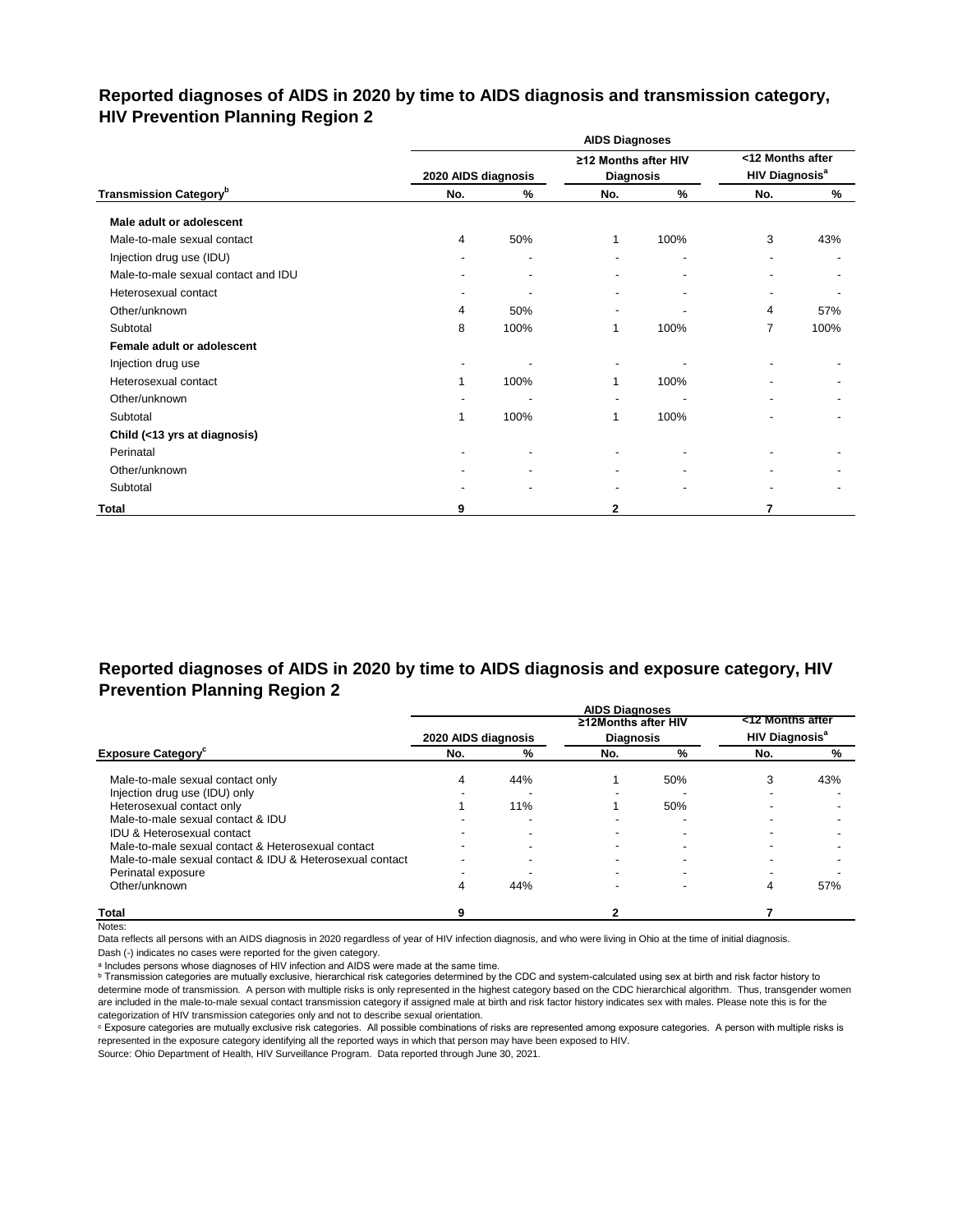## Reported diagnoses of AIDS in 2020 by time to AIDS diagnosis and transmission category, HIV Prevention Planning Region 2

| | AIDS Diagnoses | | | | | |
|---|---|---|---|---|---|---|
| | 2020 AIDS diagnosis | | ≥12 Months after HIV Diagnosis | | <12 Months after HIV Diagnosis[a] | |
| **Transmission Category[b]** | **No.** | **%** | **No.** | **%** | **No.** | **%** |
| **Male adult or adolescent** | | | | | | |
| Male-to-male sexual contact | 4 | 50% | 1 | 100% | 3 | 43% |
| Injection drug use (IDU) | - | - | - | - | - | - |
| Male-to-male sexual contact and IDU | - | - | - | - | - | - |
| Heterosexual contact | - | - | - | - | - | - |
| Other/unknown | 4 | 50% | - | - | 4 | 57% |
| Subtotal | 8 | 100% | 1 | 100% | 7 | 100% |
| **Female adult or adolescent** | | | | | | |
| Injection drug use | - | - | - | - | - | - |
| Heterosexual contact | 1 | 100% | 1 | 100% | - | - |
| Other/unknown | - | - | - | - | - | - |
| Subtotal | 1 | 100% | 1 | 100% | - | - |
| **Child (<13 yrs at diagnosis)** | | | | | | |
| Perinatal | - | - | - | - | - | - |
| Other/unknown | - | - | - | - | - | - |
| Subtotal | - | - | - | - | - | - |
| **Total** | **9** | | **2** | | **7** | |

## Reported diagnoses of AIDS in 2020 by time to AIDS diagnosis and exposure category, HIV Prevention Planning Region 2

| | AIDS Diagnoses | | | | | |
|---|---|---|---|---|---|---|
| | 2020 AIDS diagnosis | | ≥12Months after HIV Diagnosis | | <12 Months after HIV Diagnosis[a] | |
| **Exposure Category[c]** | **No.** | **%** | **No.** | **%** | **No.** | **%** |
| Male-to-male sexual contact only | 4 | 44% | 1 | 50% | 3 | 43% |
| Injection drug use (IDU) only | - | - | - | - | - | - |
| Heterosexual contact only | 1 | 11% | 1 | 50% | - | - |
| Male-to-male sexual contact & IDU | - | - | - | - | - | - |
| IDU & Heterosexual contact | - | - | - | - | - | - |
| Male-to-male sexual contact & Heterosexual contact | - | - | - | - | - | - |
| Male-to-male sexual contact & IDU & Heterosexual contact | - | - | - | - | - | - |
| Perinatal exposure | - | - | - | - | - | - |
| Other/unknown | 4 | 44% | - | - | 4 | 57% |
| **Total** | **9** | | **2** | | **7** | |

Notes:

Data reflects all persons with an AIDS diagnosis in 2020 regardless of year of HIV infection diagnosis, and who were living in Ohio at the time of initial diagnosis.

Dash (-) indicates no cases were reported for the given category.

[a] Includes persons whose diagnoses of HIV infection and AIDS were made at the same time.

[b] Transmission categories are mutually exclusive, hierarchical risk categories determined by the CDC and system-calculated using sex at birth and risk factor history to determine mode of transmission. A person with multiple risks is only represented in the highest category based on the CDC hierarchical algorithm. Thus, transgender women are included in the male-to-male sexual contact transmission category if assigned male at birth and risk factor history indicates sex with males. Please note this is for the categorization of HIV transmission categories only and not to describe sexual orientation.

[c] Exposure categories are mutually exclusive risk categories. All possible combinations of risks are represented among exposure categories. A person with multiple risks is represented in the exposure category identifying all the reported ways in which that person may have been exposed to HIV.

Source: Ohio Department of Health, HIV Surveillance Program. Data reported through June 30, 2021.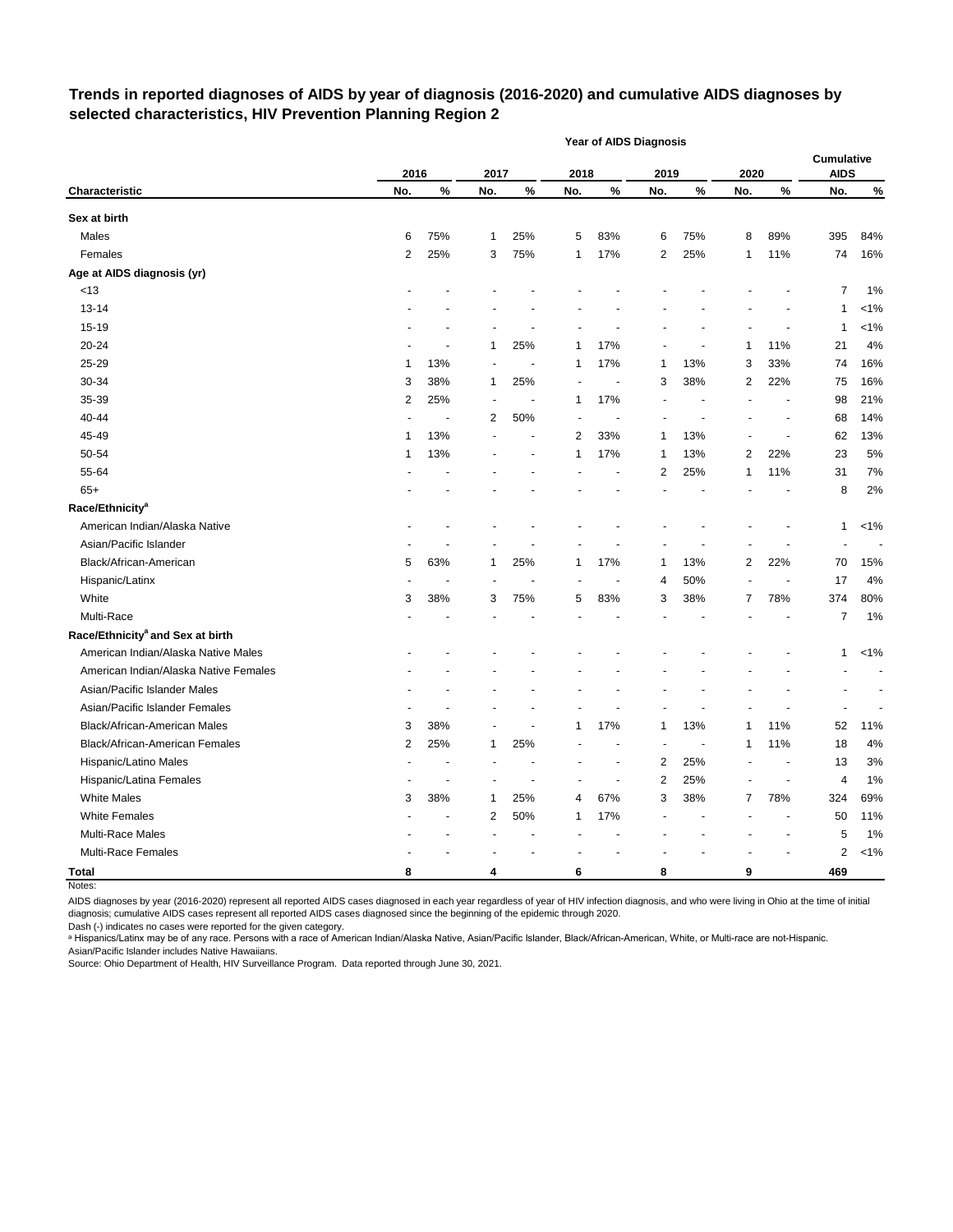## Trends in reported diagnoses of AIDS by year of diagnosis (2016-2020) and cumulative AIDS diagnoses by selected characteristics, HIV Prevention Planning Region 2

| | Year of AIDS Diagnosis | | | | | | | | | | | |
|---|---|---|---|---|---|---|---|---|---|---|---|---|
| | 2016 | | 2017 | | 2018 | | 2019 | | 2020 | | Cumulative AIDS | |
| **Characteristic** | **No.** | **%** | **No.** | **%** | **No.** | **%** | **No.** | **%** | **No.** | **%** | **No.** | **%** |
| **Sex at birth** | | | | | | | | | | | | |
| Males | 6 | 75% | 1 | 25% | 5 | 83% | 6 | 75% | 8 | 89% | 395 | 84% |
| Females | 2 | 25% | 3 | 75% | 1 | 17% | 2 | 25% | 1 | 11% | 74 | 16% |
| **Age at AIDS diagnosis (yr)** | | | | | | | | | | | | |
| <13 | - | - | - | - | - | - | - | - | - | - | 7 | 1% |
| 13-14 | - | - | - | - | - | - | - | - | - | - | 1 | <1% |
| 15-19 | - | - | - | - | - | - | - | - | - | - | 1 | <1% |
| 20-24 | - | - | 1 | 25% | 1 | 17% | - | - | 1 | 11% | 21 | 4% |
| 25-29 | 1 | 13% | - | - | 1 | 17% | 1 | 13% | 3 | 33% | 74 | 16% |
| 30-34 | 3 | 38% | 1 | 25% | - | - | 3 | 38% | 2 | 22% | 75 | 16% |
| 35-39 | 2 | 25% | - | - | 1 | 17% | - | - | - | - | 98 | 21% |
| 40-44 | - | - | 2 | 50% | - | - | - | - | - | - | 68 | 14% |
| 45-49 | 1 | 13% | - | - | 2 | 33% | 1 | 13% | - | - | 62 | 13% |
| 50-54 | 1 | 13% | - | - | 1 | 17% | 1 | 13% | 2 | 22% | 23 | 5% |
| 55-64 | - | - | - | - | - | - | 2 | 25% | 1 | 11% | 31 | 7% |
| 65+ | - | - | - | - | - | - | - | - | - | - | 8 | 2% |
| **Race/Ethnicity[a]** | | | | | | | | | | | | |
| American Indian/Alaska Native | - | - | - | - | - | - | - | - | - | - | 1 | <1% |
| Asian/Pacific Islander | - | - | - | - | - | - | - | - | - | - | - | - |
| Black/African-American | 5 | 63% | 1 | 25% | 1 | 17% | 1 | 13% | 2 | 22% | 70 | 15% |
| Hispanic/Latinx | - | - | - | - | - | - | 4 | 50% | - | - | 17 | 4% |
| White | 3 | 38% | 3 | 75% | 5 | 83% | 3 | 38% | 7 | 78% | 374 | 80% |
| Multi-Race | - | - | - | - | - | - | - | - | - | - | 7 | 1% |
| **Race/Ethnicity[a] and Sex at birth** | | | | | | | | | | | | |
| American Indian/Alaska Native Males | - | - | - | - | - | - | - | - | - | - | 1 | <1% |
| American Indian/Alaska Native Females | - | - | - | - | - | - | - | - | - | - | - | - |
| Asian/Pacific Islander Males | - | - | - | - | - | - | - | - | - | - | - | - |
| Asian/Pacific Islander Females | - | - | - | - | - | - | - | - | - | - | - | - |
| Black/African-American Males | 3 | 38% | - | - | 1 | 17% | 1 | 13% | 1 | 11% | 52 | 11% |
| Black/African-American Females | 2 | 25% | 1 | 25% | - | - | - | - | 1 | 11% | 18 | 4% |
| Hispanic/Latino Males | - | - | - | - | - | - | 2 | 25% | - | - | 13 | 3% |
| Hispanic/Latina Females | - | - | - | - | - | - | 2 | 25% | - | - | 4 | 1% |
| White Males | 3 | 38% | 1 | 25% | 4 | 67% | 3 | 38% | 7 | 78% | 324 | 69% |
| White Females | - | - | 2 | 50% | 1 | 17% | - | - | - | - | 50 | 11% |
| Multi-Race Males | - | - | - | - | - | - | - | - | - | - | 5 | 1% |
| Multi-Race Females | - | - | - | - | - | - | - | - | - | - | 2 | <1% |
| **Total** | **8** | | **4** | | **6** | | **8** | | **9** | | **469** | |

Notes:

AIDS diagnoses by year (2016-2020) represent all reported AIDS cases diagnosed in each year regardless of year of HIV infection diagnosis, and who were living in Ohio at the time of initial diagnosis; cumulative AIDS cases represent all reported AIDS cases diagnosed since the beginning of the epidemic through 2020.

Dash (-) indicates no cases were reported for the given category.

[a] Hispanics/Latinx may be of any race. Persons with a race of American Indian/Alaska Native, Asian/Pacific Islander, Black/African-American, White, or Multi-race are not-Hispanic. Asian/Pacific Islander includes Native Hawaiians.

Source: Ohio Department of Health, HIV Surveillance Program. Data reported through June 30, 2021.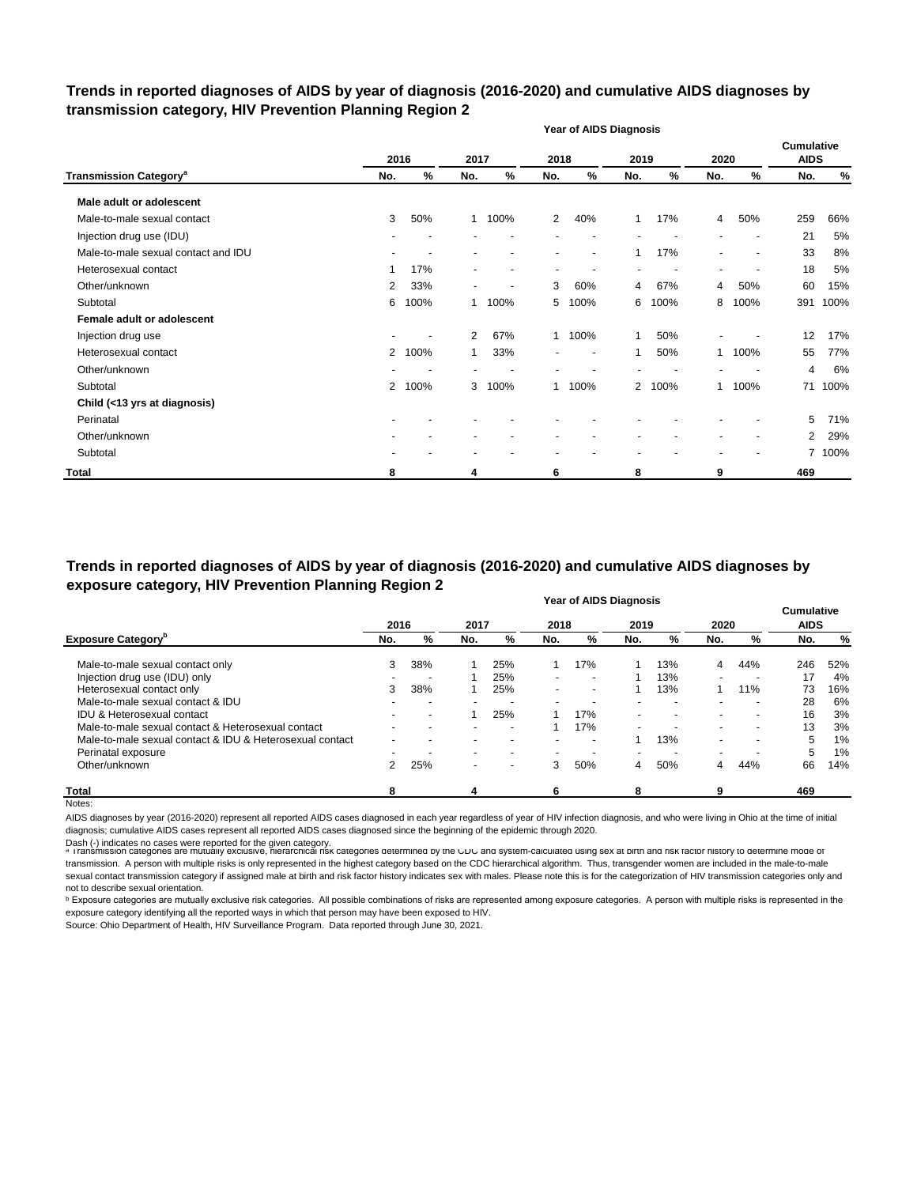## Trends in reported diagnoses of AIDS by year of diagnosis (2016-2020) and cumulative AIDS diagnoses by transmission category, HIV Prevention Planning Region 2

| | Year of AIDS Diagnosis | | | | | | | | | | | |
|---|---|---|---|---|---|---|---|---|---|---|---|---|
| | 2016 | | 2017 | | 2018 | | 2019 | | 2020 | | Cumulative AIDS | |
| Transmission Category[a] | No. | % | No. | % | No. | % | No. | % | No. | % | No. | % |
| **Male adult or adolescent** | | | | | | | | | | | | |
| Male-to-male sexual contact | 3 | 50% | 1 | 100% | 2 | 40% | 1 | 17% | 4 | 50% | 259 | 66% |
| Injection drug use (IDU) | - | - | - | - | - | - | - | - | - | - | 21 | 5% |
| Male-to-male sexual contact and IDU | - | - | - | - | - | - | 1 | 17% | - | - | 33 | 8% |
| Heterosexual contact | 1 | 17% | - | - | - | - | - | - | - | - | 18 | 5% |
| Other/unknown | 2 | 33% | - | - | 3 | 60% | 4 | 67% | 4 | 50% | 60 | 15% |
| Subtotal | 6 | 100% | 1 | 100% | 5 | 100% | 6 | 100% | 8 | 100% | 391 | 100% |
| **Female adult or adolescent** | | | | | | | | | | | | |
| Injection drug use | - | - | 2 | 67% | 1 | 100% | 1 | 50% | - | - | 12 | 17% |
| Heterosexual contact | 2 | 100% | 1 | 33% | - | - | 1 | 50% | 1 | 100% | 55 | 77% |
| Other/unknown | - | - | - | - | - | - | - | - | - | - | 4 | 6% |
| Subtotal | 2 | 100% | 3 | 100% | 1 | 100% | 2 | 100% | 1 | 100% | 71 | 100% |
| **Child (<13 yrs at diagnosis)** | | | | | | | | | | | | |
| Perinatal | - | - | - | - | - | - | - | - | - | - | 5 | 71% |
| Other/unknown | - | - | - | - | - | - | - | - | - | - | 2 | 29% |
| Subtotal | - | - | - | - | - | - | - | - | - | - | 7 | 100% |
| **Total** | 8 | | 4 | | 6 | | 8 | | 9 | | 469 | |

## Trends in reported diagnoses of AIDS by year of diagnosis (2016-2020) and cumulative AIDS diagnoses by exposure category, HIV Prevention Planning Region 2

| | Year of AIDS Diagnosis | | | | | | | | | | | |
|---|---|---|---|---|---|---|---|---|---|---|---|---|
| | 2016 | | 2017 | | 2018 | | 2019 | | 2020 | | Cumulative AIDS | |
| Exposure Category[b] | No. | % | No. | % | No. | % | No. | % | No. | % | No. | % |
| Male-to-male sexual contact only | 3 | 38% | 1 | 25% | 1 | 17% | 1 | 13% | 4 | 44% | 246 | 52% |
| Injection drug use (IDU) only | - | - | 1 | 25% | - | - | 1 | 13% | - | - | 17 | 4% |
| Heterosexual contact only | 3 | 38% | 1 | 25% | - | - | 1 | 13% | 1 | 11% | 73 | 16% |
| Male-to-male sexual contact & IDU | - | - | - | - | - | - | - | - | - | - | 28 | 6% |
| IDU & Heterosexual contact | - | - | 1 | 25% | 1 | 17% | - | - | - | - | 16 | 3% |
| Male-to-male sexual contact & Heterosexual contact | - | - | - | - | 1 | 17% | - | - | - | - | 13 | 3% |
| Male-to-male sexual contact & IDU & Heterosexual contact | - | - | - | - | - | - | 1 | 13% | - | - | 5 | 1% |
| Perinatal exposure | - | - | - | - | - | - | - | - | - | - | 5 | 1% |
| Other/unknown | 2 | 25% | - | - | 3 | 50% | 4 | 50% | 4 | 44% | 66 | 14% |
| **Total** | 8 | | 4 | | 6 | | 8 | | 9 | | 469 | |

Notes:

AIDS diagnoses by year (2016-2020) represent all reported AIDS cases diagnosed in each year regardless of year of HIV infection diagnosis, and who were living in Ohio at the time of initial diagnosis; cumulative AIDS cases represent all reported AIDS cases diagnosed since the beginning of the epidemic through 2020.

Dash (-) indicates no cases were reported for the given category.

[a] Transmission categories are mutually exclusive, hierarchical risk categories determined by the CDC and system-calculated using sex at birth and risk factor history to determine mode of transmission. A person with multiple risks is only represented in the highest category based on the CDC hierarchical algorithm. Thus, transgender women are included in the male-to-male sexual contact transmission category if assigned male at birth and risk factor history indicates sex with males. Please note this is for the categorization of HIV transmission categories only and not to describe sexual orientation.

[b] Exposure categories are mutually exclusive risk categories. All possible combinations of risks are represented among exposure categories. A person with multiple risks is represented in the exposure category identifying all the reported ways in which that person may have been exposed to HIV.

Source: Ohio Department of Health, HIV Surveillance Program. Data reported through June 30, 2021.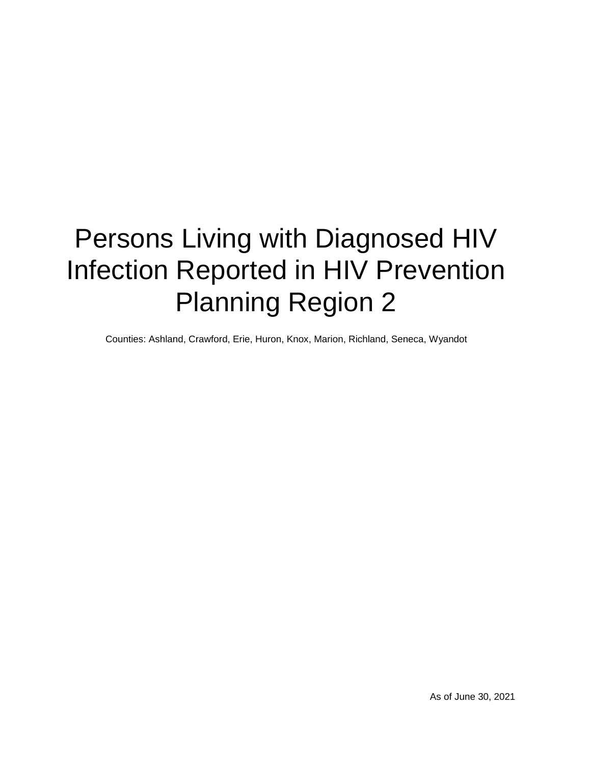# Persons Living with Diagnosed HIV Infection Reported in HIV Prevention Planning Region 2

Counties: Ashland, Crawford, Erie, Huron, Knox, Marion, Richland, Seneca, Wyandot

As of June 30, 2021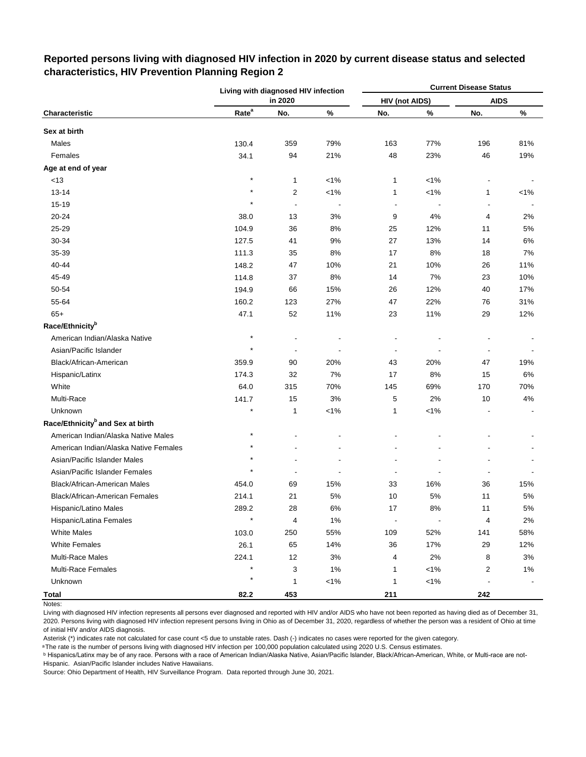**Reported persons living with diagnosed HIV infection in 2020 by current disease status and selected characteristics, HIV Prevention Planning Region 2**

| Characteristic | Living with diagnosed HIV infection in 2020 | | | Current Disease Status | | | |
|---|---|---|---|---|---|---|---|
| | | | | HIV (not AIDS) | | AIDS | |
| | Rate[a] | No. | % | No. | % | No. | % |
| **Sex at birth** | | | | | | | |
| Males | 130.4 | 359 | 79% | 163 | 77% | 196 | 81% |
| Females | 34.1 | 94 | 21% | 48 | 23% | 46 | 19% |
| **Age at end of year** | | | | | | | |
| <13 | * | 1 | <1% | 1 | <1% | - | - |
| 13-14 | * | 2 | <1% | 1 | <1% | 1 | <1% |
| 15-19 | * | - | - | - | - | - | - |
| 20-24 | 38.0 | 13 | 3% | 9 | 4% | 4 | 2% |
| 25-29 | 104.9 | 36 | 8% | 25 | 12% | 11 | 5% |
| 30-34 | 127.5 | 41 | 9% | 27 | 13% | 14 | 6% |
| 35-39 | 111.3 | 35 | 8% | 17 | 8% | 18 | 7% |
| 40-44 | 148.2 | 47 | 10% | 21 | 10% | 26 | 11% |
| 45-49 | 114.8 | 37 | 8% | 14 | 7% | 23 | 10% |
| 50-54 | 194.9 | 66 | 15% | 26 | 12% | 40 | 17% |
| 55-64 | 160.2 | 123 | 27% | 47 | 22% | 76 | 31% |
| 65+ | 47.1 | 52 | 11% | 23 | 11% | 29 | 12% |
| **Race/Ethnicity[b]** | | | | | | | |
| American Indian/Alaska Native | * | - | - | - | - | - | - |
| Asian/Pacific Islander | * | - | - | - | - | - | - |
| Black/African-American | 359.9 | 90 | 20% | 43 | 20% | 47 | 19% |
| Hispanic/Latinx | 174.3 | 32 | 7% | 17 | 8% | 15 | 6% |
| White | 64.0 | 315 | 70% | 145 | 69% | 170 | 70% |
| Multi-Race | 141.7 | 15 | 3% | 5 | 2% | 10 | 4% |
| Unknown | * | 1 | <1% | 1 | <1% | - | - |
| **Race/Ethnicity[b] and Sex at birth** | | | | | | | |
| American Indian/Alaska Native Males | * | - | - | - | - | - | - |
| American Indian/Alaska Native Females | * | - | - | - | - | - | - |
| Asian/Pacific Islander Males | * | - | - | - | - | - | - |
| Asian/Pacific Islander Females | * | - | - | - | - | - | - |
| Black/African-American Males | 454.0 | 69 | 15% | 33 | 16% | 36 | 15% |
| Black/African-American Females | 214.1 | 21 | 5% | 10 | 5% | 11 | 5% |
| Hispanic/Latino Males | 289.2 | 28 | 6% | 17 | 8% | 11 | 5% |
| Hispanic/Latina Females | * | 4 | 1% | - | - | 4 | 2% |
| White Males | 103.0 | 250 | 55% | 109 | 52% | 141 | 58% |
| White Females | 26.1 | 65 | 14% | 36 | 17% | 29 | 12% |
| Multi-Race Males | 224.1 | 12 | 3% | 4 | 2% | 8 | 3% |
| Multi-Race Females | * | 3 | 1% | 1 | <1% | 2 | 1% |
| Unknown | * | 1 | <1% | 1 | <1% | - | - |
| **Total** | **82.2** | **453** | | **211** | | **242** | |

Notes:

Living with diagnosed HIV infection represents all persons ever diagnosed and reported with HIV and/or AIDS who have not been reported as having died as of December 31, 2020. Persons living with diagnosed HIV infection represent persons living in Ohio as of December 31, 2020, regardless of whether the person was a resident of Ohio at time of initial HIV and/or AIDS diagnosis.

Asterisk (*) indicates rate not calculated for case count <5 due to unstable rates. Dash (-) indicates no cases were reported for the given category.

[a] The rate is the number of persons living with diagnosed HIV infection per 100,000 population calculated using 2020 U.S. Census estimates.

[b] Hispanics/Latinx may be of any race. Persons with a race of American Indian/Alaska Native, Asian/Pacific Islander, Black/African-American, White, or Multi-race are not-Hispanic. Asian/Pacific Islander includes Native Hawaiians.

Source: Ohio Department of Health, HIV Surveillance Program. Data reported through June 30, 2021.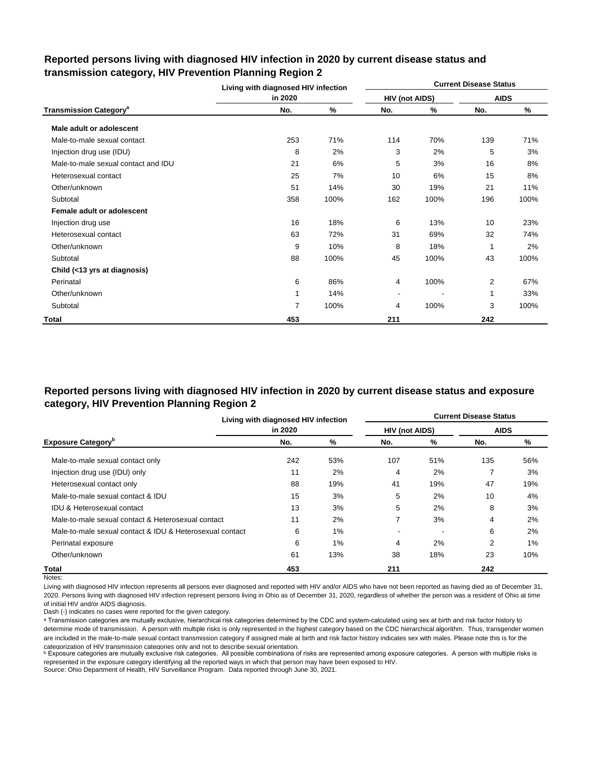## Reported persons living with diagnosed HIV infection in 2020 by current disease status and transmission category, HIV Prevention Planning Region 2

| Transmission Category[a] | Living with diagnosed HIV infection in 2020 | | Current Disease Status: HIV (not AIDS) | | Current Disease Status: AIDS | |
|---|---|---|---|---|---|---|
| | No. | % | No. | % | No. | % |
| **Male adult or adolescent** | | | | | | |
| Male-to-male sexual contact | 253 | 71% | 114 | 70% | 139 | 71% |
| Injection drug use (IDU) | 8 | 2% | 3 | 2% | 5 | 3% |
| Male-to-male sexual contact and IDU | 21 | 6% | 5 | 3% | 16 | 8% |
| Heterosexual contact | 25 | 7% | 10 | 6% | 15 | 8% |
| Other/unknown | 51 | 14% | 30 | 19% | 21 | 11% |
| Subtotal | 358 | 100% | 162 | 100% | 196 | 100% |
| **Female adult or adolescent** | | | | | | |
| Injection drug use | 16 | 18% | 6 | 13% | 10 | 23% |
| Heterosexual contact | 63 | 72% | 31 | 69% | 32 | 74% |
| Other/unknown | 9 | 10% | 8 | 18% | 1 | 2% |
| Subtotal | 88 | 100% | 45 | 100% | 43 | 100% |
| **Child (<13 yrs at diagnosis)** | | | | | | |
| Perinatal | 6 | 86% | 4 | 100% | 2 | 67% |
| Other/unknown | 1 | 14% | - | - | 1 | 33% |
| Subtotal | 7 | 100% | 4 | 100% | 3 | 100% |
| **Total** | **453** | | **211** | | **242** | |

## Reported persons living with diagnosed HIV infection in 2020 by current disease status and exposure category, HIV Prevention Planning Region 2

| Exposure Category[b] | Living with diagnosed HIV infection in 2020 | | Current Disease Status: HIV (not AIDS) | | Current Disease Status: AIDS | |
|---|---|---|---|---|---|---|
| | No. | % | No. | % | No. | % |
| Male-to-male sexual contact only | 242 | 53% | 107 | 51% | 135 | 56% |
| Injection drug use (IDU) only | 11 | 2% | 4 | 2% | 7 | 3% |
| Heterosexual contact only | 88 | 19% | 41 | 19% | 47 | 19% |
| Male-to-male sexual contact & IDU | 15 | 3% | 5 | 2% | 10 | 4% |
| IDU & Heterosexual contact | 13 | 3% | 5 | 2% | 8 | 3% |
| Male-to-male sexual contact & Heterosexual contact | 11 | 2% | 7 | 3% | 4 | 2% |
| Male-to-male sexual contact & IDU & Heterosexual contact | 6 | 1% | - | - | 6 | 2% |
| Perinatal exposure | 6 | 1% | 4 | 2% | 2 | 1% |
| Other/unknown | 61 | 13% | 38 | 18% | 23 | 10% |
| **Total** | **453** | | **211** | | **242** | |

Notes:

Living with diagnosed HIV infection represents all persons ever diagnosed and reported with HIV and/or AIDS who have not been reported as having died as of December 31, 2020. Persons living with diagnosed HIV infection represent persons living in Ohio as of December 31, 2020, regardless of whether the person was a resident of Ohio at time of initial HIV and/or AIDS diagnosis.

Dash (-) indicates no cases were reported for the given category.

[a] Transmission categories are mutually exclusive, hierarchical risk categories determined by the CDC and system-calculated using sex at birth and risk factor history to determine mode of transmission. A person with multiple risks is only represented in the highest category based on the CDC hierarchical algorithm. Thus, transgender women are included in the male-to-male sexual contact transmission category if assigned male at birth and risk factor history indicates sex with males. Please note this is for the categorization of HIV transmission categories only and not to describe sexual orientation.

[b] Exposure categories are mutually exclusive risk categories. All possible combinations of risks are represented among exposure categories. A person with multiple risks is represented in the exposure category identifying all the reported ways in which that person may have been exposed to HIV.

Source: Ohio Department of Health, HIV Surveillance Program. Data reported through June 30, 2021.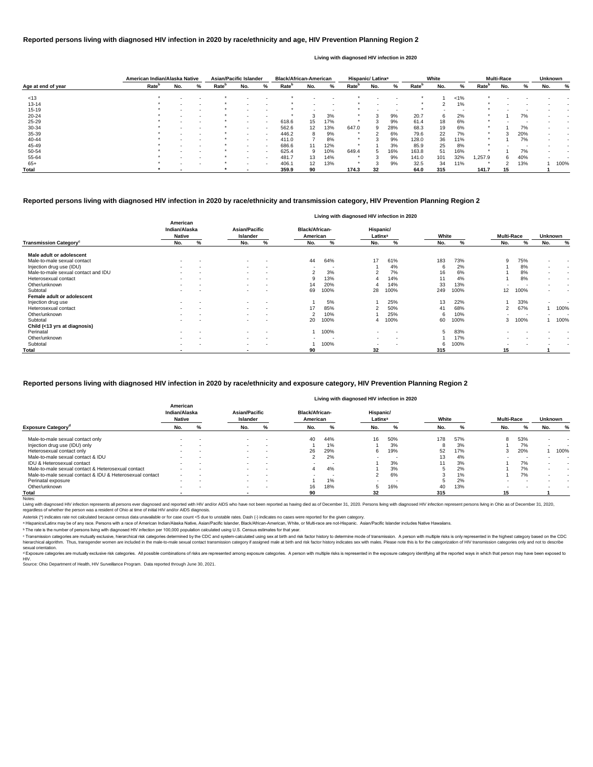# Reported persons living with diagnosed HIV infection in 2020 by race/ethnicity and age, HIV Prevention Planning Region 2

Living with diagnosed HIV infection in 2020

| Age at end of year | American Indian/Alaska Native | | | Asian/Pacific Islander | | | Black/African-American | | | Hispanic/ Latinx[a] | | | White | | | Multi-Race | | | Unknown | |
|---|---|---|---|---|---|---|---|---|---|---|---|---|---|---|---|---|---|---|---|---|
| | Rate[b] | No. | % | Rate[b] | No. | % | Rate[b] | No. | % | Rate[b] | No. | % | Rate[b] | No. | % | Rate[b] | No. | % | No. | % |
| <13 | * | - | - | * | - | - | * | - | - | * | - | - | * | 1 | <1% | * | - | - | - | - |
| 13-14 | * | - | - | * | - | - | * | - | - | * | - | - | * | 2 | 1% | * | - | - | - | - |
| 15-19 | * | - | - | * | - | - | * | - | - | * | - | - | * | - | - | * | - | - | - | - |
| 20-24 | * | - | - | * | - | - | * | 3 | 3% | * | 3 | 9% | 20.7 | 6 | 2% | * | 1 | 7% | - | - |
| 25-29 | * | - | - | * | - | - | 618.6 | 15 | 17% | * | 3 | 9% | 61.4 | 18 | 6% | * | - | - | - | - |
| 30-34 | * | - | - | * | - | - | 562.6 | 12 | 13% | 647.0 | 9 | 28% | 68.3 | 19 | 6% | * | 1 | 7% | - | - |
| 35-39 | * | - | - | * | - | - | 446.2 | 8 | 9% | * | 2 | 6% | 79.6 | 22 | 7% | * | 3 | 20% | - | - |
| 40-44 | * | - | - | * | - | - | 411.0 | 7 | 8% | * | 3 | 9% | 128.0 | 36 | 11% | * | 1 | 7% | - | - |
| 45-49 | * | - | - | * | - | - | 686.6 | 11 | 12% | * | 1 | 3% | 85.9 | 25 | 8% | * | - | - | - | - |
| 50-54 | * | - | - | * | - | - | 625.4 | 9 | 10% | 649.4 | 5 | 16% | 163.8 | 51 | 16% | * | 1 | 7% | - | - |
| 55-64 | * | - | - | * | - | - | 481.7 | 13 | 14% | * | 3 | 9% | 141.0 | 101 | 32% | 1,257.9 | 6 | 40% | - | - |
| 65+ | * | - | - | * | - | - | 406.1 | 12 | 13% | * | 3 | 9% | 32.5 | 34 | 11% | * | 2 | 13% | 1 | 100% |
| **Total** | * | - | | * | - | | 359.9 | 90 | | 174.3 | 32 | | 64.0 | 315 | | 141.7 | 15 | | 1 | |

# Reported persons living with diagnosed HIV infection in 2020 by race/ethnicity and transmission category, HIV Prevention Planning Region 2

Living with diagnosed HIV infection in 2020

| Transmission Category[c] | American Indian/Alaska Native No. | % | Asian/Pacific Islander No. | % | Black/African-American No. | % | Hispanic/ Latinx[a] No. | % | White No. | % | Multi-Race No. | % | Unknown No. | % |
|---|---|---|---|---|---|---|---|---|---|---|---|---|---|---|
| **Male adult or adolescent** | | | | | | | | | | | | | | |
| Male-to-male sexual contact | - | - | - | - | 44 | 64% | 17 | 61% | 183 | 73% | 9 | 75% | - | - |
| Injection drug use (IDU) | - | - | - | - | - | - | 1 | 4% | 6 | 2% | 1 | 8% | - | - |
| Male-to-male sexual contact and IDU | - | - | - | - | 2 | 3% | 2 | 7% | 16 | 6% | 1 | 8% | - | - |
| Heterosexual contact | - | - | - | - | 9 | 13% | 4 | 14% | 11 | 4% | 1 | 8% | - | - |
| Other/unknown | - | - | - | - | 14 | 20% | 4 | 14% | 33 | 13% | - | - | - | - |
| Subtotal | - | - | - | - | 69 | 100% | 28 | 100% | 249 | 100% | 12 | 100% | - | - |
| **Female adult or adolescent** | | | | | | | | | | | | | | |
| Injection drug use | - | - | - | - | 1 | 5% | 1 | 25% | 13 | 22% | 1 | 33% | - | - |
| Heterosexual contact | - | - | - | - | 17 | 85% | 2 | 50% | 41 | 68% | 2 | 67% | 1 | 100% |
| Other/unknown | - | - | - | - | 2 | 10% | 1 | 25% | 6 | 10% | - | - | - | - |
| Subtotal | - | - | - | - | 20 | 100% | 4 | 100% | 60 | 100% | 3 | 100% | 1 | 100% |
| **Child (<13 yrs at diagnosis)** | | | | | | | | | | | | | | |
| Perinatal | - | - | - | - | 1 | 100% | - | - | 5 | 83% | - | - | - | - |
| Other/unknown | - | - | - | - | - | - | - | - | 1 | 17% | - | - | - | - |
| Subtotal | - | - | - | - | 1 | 100% | - | - | 6 | 100% | - | - | - | - |
| **Total** | - | | - | | 90 | | 32 | | 315 | | 15 | | 1 | |

# Reported persons living with diagnosed HIV infection in 2020 by race/ethnicity and exposure category, HIV Prevention Planning Region 2

Living with diagnosed HIV infection in 2020

| Exposure Category[d] | American Indian/Alaska Native No. | % | Asian/Pacific Islander No. | % | Black/African-American No. | % | Hispanic/ Latinx[a] No. | % | White No. | % | Multi-Race No. | % | Unknown No. | % |
|---|---|---|---|---|---|---|---|---|---|---|---|---|---|---|
| Male-to-male sexual contact only | - | - | - | - | 40 | 44% | 16 | 50% | 178 | 57% | 8 | 53% | - | - |
| Injection drug use (IDU) only | - | - | - | - | 1 | 1% | 1 | 3% | 8 | 3% | 1 | 7% | - | - |
| Heterosexual contact only | - | - | - | - | 26 | 29% | 6 | 19% | 52 | 17% | 3 | 20% | 1 | 100% |
| Male-to-male sexual contact & IDU | - | - | - | - | 2 | 2% | - | - | 13 | 4% | - | - | - | - |
| IDU & Heterosexual contact | - | - | - | - | - | - | 1 | 3% | 11 | 3% | 1 | 7% | - | - |
| Male-to-male sexual contact & Heterosexual contact | - | - | - | - | 4 | 4% | 1 | 3% | 5 | 2% | 1 | 7% | - | - |
| Male-to-male sexual contact & IDU & Heterosexual contact | - | - | - | - | - | - | 2 | 6% | 3 | 1% | 1 | 7% | - | - |
| Perinatal exposure | - | - | - | - | 1 | 1% | - | - | 5 | 2% | - | - | - | - |
| Other/unknown | - | - | - | - | 16 | 18% | 5 | 16% | 40 | 13% | - | - | - | - |
| **Total** | - | | - | | 90 | | 32 | | 315 | | 15 | | 1 | |

Notes:

Living with diagnosed HIV infection represents all persons ever diagnosed and reported with HIV and/or AIDS who have not been reported as having died as of December 31, 2020. Persons living with diagnosed HIV infection represent persons living in Ohio as of December 31, 2020, regardless of whether the person was a resident of Ohio at time of initial HIV and/or AIDS diagnosis.

Asterisk (*) indicates rate not calculated because census data unavailable or for case count <5 due to unstable rates. Dash (-) indicates no cases were reported for the given category.

[a] Hispanics/Latinx may be of any race. Persons with a race of American Indian/Alaska Native, Asian/Pacific Islander, Black/African-American, White, or Multi-race are not-Hispanic. Asian/Pacific Islander includes Native Hawaiians.

[b] The rate is the number of persons living with diagnosed HIV infection per 100,000 population calculated using U.S. Census estimates for that year.

[c] Transmission categories are mutually exclusive, hierarchical risk categories determined by the CDC and system-calculated using sex at birth and risk factor history to determine mode of transmission. A person with multiple risks is only represented in the highest category based on the CDC hierarchical algorithm. Thus, transgender women are included in the male-to-male sexual contact transmission category if assigned male at birth and risk factor history indicates sex with males. Please note this is for the categorization of HIV transmission categories only and not to describe sexual orientation.

[d] Exposure categories are mutually exclusive risk categories. All possible combinations of risks are represented among exposure categories. A person with multiple risks is represented in the exposure category identifying all the reported ways in which that person may have been exposed to HIV.

Source: Ohio Department of Health, HIV Surveillance Program. Data reported through June 30, 2021.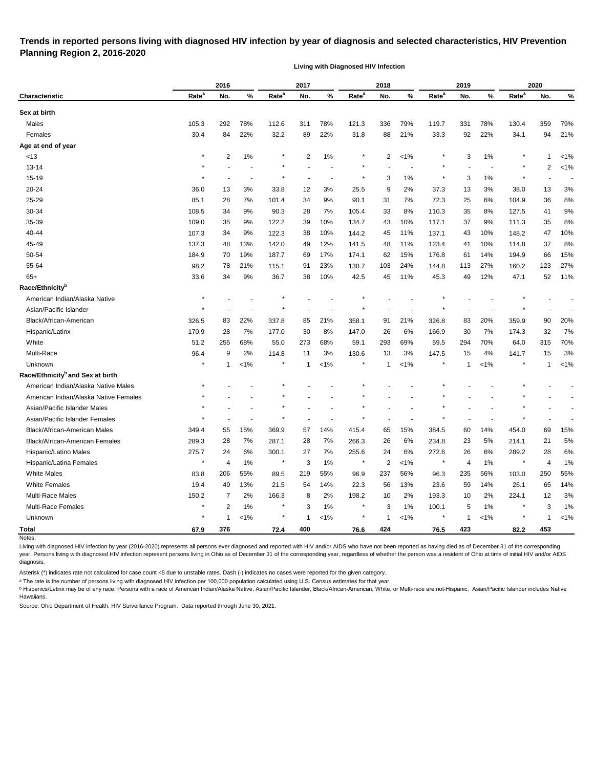# Trends in reported persons living with diagnosed HIV infection by year of diagnosis and selected characteristics, HIV Prevention Planning Region 2, 2016-2020

**Living with Diagnosed HIV Infection**

| Characteristic | 2016 Rate[a] | 2016 No. | 2016 % | 2017 Rate[a] | 2017 No. | 2017 % | 2018 Rate[a] | 2018 No. | 2018 % | 2019 Rate[a] | 2019 No. | 2019 % | 2020 Rate[a] | 2020 No. | 2020 % |
|---|---|---|---|---|---|---|---|---|---|---|---|---|---|---|---|
| **Sex at birth** | | | | | | | | | | | | | | | |
| Males | 105.3 | 292 | 78% | 112.6 | 311 | 78% | 121.3 | 336 | 79% | 119.7 | 331 | 78% | 130.4 | 359 | 79% |
| Females | 30.4 | 84 | 22% | 32.2 | 89 | 22% | 31.8 | 88 | 21% | 33.3 | 92 | 22% | 34.1 | 94 | 21% |
| **Age at end of year** | | | | | | | | | | | | | | | |
| <13 | * | 2 | 1% | * | 2 | 1% | * | 2 | <1% | * | 3 | 1% | * | 1 | <1% |
| 13-14 | * | - | - | * | - | - | * | - | - | * | - | - | * | 2 | <1% |
| 15-19 | * | - | - | * | - | - | * | 3 | 1% | * | 3 | 1% | * | - | - |
| 20-24 | 36.0 | 13 | 3% | 33.8 | 12 | 3% | 25.5 | 9 | 2% | 37.3 | 13 | 3% | 38.0 | 13 | 3% |
| 25-29 | 85.1 | 28 | 7% | 101.4 | 34 | 9% | 90.1 | 31 | 7% | 72.3 | 25 | 6% | 104.9 | 36 | 8% |
| 30-34 | 108.5 | 34 | 9% | 90.3 | 28 | 7% | 105.4 | 33 | 8% | 110.3 | 35 | 8% | 127.5 | 41 | 9% |
| 35-39 | 109.0 | 35 | 9% | 122.2 | 39 | 10% | 134.7 | 43 | 10% | 117.1 | 37 | 9% | 111.3 | 35 | 8% |
| 40-44 | 107.3 | 34 | 9% | 122.3 | 38 | 10% | 144.2 | 45 | 11% | 137.1 | 43 | 10% | 148.2 | 47 | 10% |
| 45-49 | 137.3 | 48 | 13% | 142.0 | 49 | 12% | 141.5 | 48 | 11% | 123.4 | 41 | 10% | 114.8 | 37 | 8% |
| 50-54 | 184.9 | 70 | 19% | 187.7 | 69 | 17% | 174.1 | 62 | 15% | 176.8 | 61 | 14% | 194.9 | 66 | 15% |
| 55-64 | 98.2 | 78 | 21% | 115.1 | 91 | 23% | 130.7 | 103 | 24% | 144.8 | 113 | 27% | 160.2 | 123 | 27% |
| 65+ | 33.6 | 34 | 9% | 36.7 | 38 | 10% | 42.5 | 45 | 11% | 45.3 | 49 | 12% | 47.1 | 52 | 11% |
| **Race/Ethnicity[b]** | | | | | | | | | | | | | | | |
| American Indian/Alaska Native | * | - | - | * | - | - | * | - | - | * | - | - | * | - | - |
| Asian/Pacific Islander | * | - | - | * | - | - | * | - | - | * | - | - | * | - | - |
| Black/African-American | 326.5 | 83 | 22% | 337.8 | 85 | 21% | 358.1 | 91 | 21% | 326.8 | 83 | 20% | 359.9 | 90 | 20% |
| Hispanic/Latinx | 170.9 | 28 | 7% | 177.0 | 30 | 8% | 147.0 | 26 | 6% | 166.9 | 30 | 7% | 174.3 | 32 | 7% |
| White | 51.2 | 255 | 68% | 55.0 | 273 | 68% | 59.1 | 293 | 69% | 59.5 | 294 | 70% | 64.0 | 315 | 70% |
| Multi-Race | 96.4 | 9 | 2% | 114.8 | 11 | 3% | 130.6 | 13 | 3% | 147.5 | 15 | 4% | 141.7 | 15 | 3% |
| Unknown | * | 1 | <1% | * | 1 | <1% | * | 1 | <1% | * | 1 | <1% | * | 1 | <1% |
| **Race/Ethnicity[b] and Sex at birth** | | | | | | | | | | | | | | | |
| American Indian/Alaska Native Males | * | - | - | * | - | - | * | - | - | * | - | - | * | - | - |
| American Indian/Alaska Native Females | * | - | - | * | - | - | * | - | - | * | - | - | * | - | - |
| Asian/Pacific Islander Males | * | - | - | * | - | - | * | - | - | * | - | - | * | - | - |
| Asian/Pacific Islander Females | * | - | - | * | - | - | * | - | - | * | - | - | * | - | - |
| Black/African-American Males | 349.4 | 55 | 15% | 369.9 | 57 | 14% | 415.4 | 65 | 15% | 384.5 | 60 | 14% | 454.0 | 69 | 15% |
| Black/African-American Females | 289.3 | 28 | 7% | 287.1 | 28 | 7% | 266.3 | 26 | 6% | 234.8 | 23 | 5% | 214.1 | 21 | 5% |
| Hispanic/Latino Males | 275.7 | 24 | 6% | 300.1 | 27 | 7% | 255.6 | 24 | 6% | 272.6 | 26 | 6% | 289.2 | 28 | 6% |
| Hispanic/Latina Females | * | 4 | 1% | * | 3 | 1% | * | 2 | <1% | * | 4 | 1% | * | 4 | 1% |
| White Males | 83.8 | 206 | 55% | 89.5 | 219 | 55% | 96.9 | 237 | 56% | 96.3 | 235 | 56% | 103.0 | 250 | 55% |
| White Females | 19.4 | 49 | 13% | 21.5 | 54 | 14% | 22.3 | 56 | 13% | 23.6 | 59 | 14% | 26.1 | 65 | 14% |
| Multi-Race Males | 150.2 | 7 | 2% | 166.3 | 8 | 2% | 198.2 | 10 | 2% | 193.3 | 10 | 2% | 224.1 | 12 | 3% |
| Multi-Race Females | * | 2 | 1% | * | 3 | 1% | * | 3 | 1% | 100.1 | 5 | 1% | * | 3 | 1% |
| Unknown | * | 1 | <1% | * | 1 | <1% | * | 1 | <1% | * | 1 | <1% | * | 1 | <1% |
| **Total** | **67.9** | **376** | | **72.4** | **400** | | **76.6** | **424** | | **76.5** | **423** | | **82.2** | **453** | |

Notes:

Living with diagnosed HIV infection by year (2016-2020) represents all persons ever diagnosed and reported with HIV and/or AIDS who have not been reported as having died as of December 31 of the corresponding year. Persons living with diagnosed HIV infection represent persons living in Ohio as of December 31 of the corresponding year, regardless of whether the person was a resident of Ohio at time of initial HIV and/or AIDS diagnosis.

Asterisk (*) indicates rate not calculated for case count <5 due to unstable rates. Dash (-) indicates no cases were reported for the given category.

[a] The rate is the number of persons living with diagnosed HIV infection per 100,000 population calculated using U.S. Census estimates for that year.

[b] Hispanics/Latinx may be of any race. Persons with a race of American Indian/Alaska Native, Asian/Pacific Islander, Black/African-American, White, or Multi-race are not-Hispanic. Asian/Pacific Islander includes Native Hawaiians.

Source: Ohio Department of Health, HIV Surveillance Program. Data reported through June 30, 2021.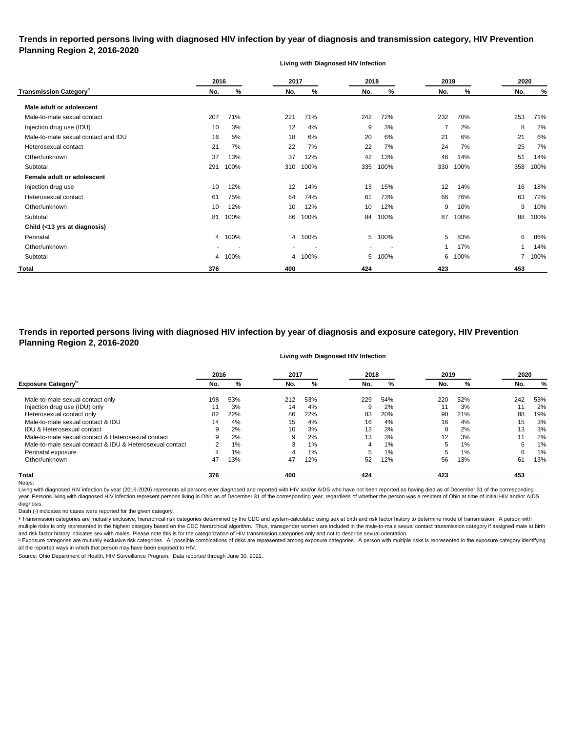## Trends in reported persons living with diagnosed HIV infection by year of diagnosis and transmission category, HIV Prevention Planning Region 2, 2016-2020

**Living with Diagnosed HIV Infection**

| Transmission Category[a] | 2016 No. | 2016 % | 2017 No. | 2017 % | 2018 No. | 2018 % | 2019 No. | 2019 % | 2020 No. | 2020 % |
|---|---|---|---|---|---|---|---|---|---|---|
| **Male adult or adolescent** | | | | | | | | | | |
| Male-to-male sexual contact | 207 | 71% | 221 | 71% | 242 | 72% | 232 | 70% | 253 | 71% |
| Injection drug use (IDU) | 10 | 3% | 12 | 4% | 9 | 3% | 7 | 2% | 8 | 2% |
| Male-to-male sexual contact and IDU | 16 | 5% | 18 | 6% | 20 | 6% | 21 | 6% | 21 | 6% |
| Heterosexual contact | 21 | 7% | 22 | 7% | 22 | 7% | 24 | 7% | 25 | 7% |
| Other/unknown | 37 | 13% | 37 | 12% | 42 | 13% | 46 | 14% | 51 | 14% |
| Subtotal | 291 | 100% | 310 | 100% | 335 | 100% | 330 | 100% | 358 | 100% |
| **Female adult or adolescent** | | | | | | | | | | |
| Injection drug use | 10 | 12% | 12 | 14% | 13 | 15% | 12 | 14% | 16 | 18% |
| Heterosexual contact | 61 | 75% | 64 | 74% | 61 | 73% | 66 | 76% | 63 | 72% |
| Other/unknown | 10 | 12% | 10 | 12% | 10 | 12% | 9 | 10% | 9 | 10% |
| Subtotal | 81 | 100% | 86 | 100% | 84 | 100% | 87 | 100% | 88 | 100% |
| **Child (<13 yrs at diagnosis)** | | | | | | | | | | |
| Perinatal | 4 | 100% | 4 | 100% | 5 | 100% | 5 | 83% | 6 | 86% |
| Other/unknown | - | - | - | - | - | - | 1 | 17% | 1 | 14% |
| Subtotal | 4 | 100% | 4 | 100% | 5 | 100% | 6 | 100% | 7 | 100% |
| **Total** | **376** | | **400** | | **424** | | **423** | | **453** | |

## Trends in reported persons living with diagnosed HIV infection by year of diagnosis and exposure category, HIV Prevention Planning Region 2, 2016-2020

**Living with Diagnosed HIV Infection**

| Exposure Category[b] | 2016 No. | 2016 % | 2017 No. | 2017 % | 2018 No. | 2018 % | 2019 No. | 2019 % | 2020 No. | 2020 % |
|---|---|---|---|---|---|---|---|---|---|---|
| Male-to-male sexual contact only | 198 | 53% | 212 | 53% | 229 | 54% | 220 | 52% | 242 | 53% |
| Injection drug use (IDU) only | 11 | 3% | 14 | 4% | 9 | 2% | 11 | 3% | 11 | 2% |
| Heterosexual contact only | 82 | 22% | 86 | 22% | 83 | 20% | 90 | 21% | 88 | 19% |
| Male-to-male sexual contact & IDU | 14 | 4% | 15 | 4% | 16 | 4% | 16 | 4% | 15 | 3% |
| IDU & Heterosexual contact | 9 | 2% | 10 | 3% | 13 | 3% | 8 | 2% | 13 | 3% |
| Male-to-male sexual contact & Heterosexual contact | 9 | 2% | 9 | 2% | 13 | 3% | 12 | 3% | 11 | 2% |
| Male-to-male sexual contact & IDU & Heterosexual contact | 2 | 1% | 3 | 1% | 4 | 1% | 5 | 1% | 6 | 1% |
| Perinatal exposure | 4 | 1% | 4 | 1% | 5 | 1% | 5 | 1% | 6 | 1% |
| Other/unknown | 47 | 13% | 47 | 12% | 52 | 12% | 56 | 13% | 61 | 13% |
| **Total** | **376** | | **400** | | **424** | | **423** | | **453** | |

Notes:

Living with diagnosed HIV infection by year (2016-2020) represents all persons ever diagnosed and reported with HIV and/or AIDS who have not been reported as having died as of December 31 of the corresponding year. Persons living with diagnosed HIV infection represent persons living in Ohio as of December 31 of the corresponding year, regardless of whether the person was a resident of Ohio at time of initial HIV and/or AIDS diagnosis.

Dash (-) indicates no cases were reported for the given category.

[a] Transmission categories are mutually exclusive, hierarchical risk categories determined by the CDC and system-calculated using sex at birth and risk factor history to determine mode of transmission. A person with multiple risks is only represented in the highest category based on the CDC hierarchical algorithm. Thus, transgender women are included in the male-to-male sexual contact transmission category if assigned male at birth and risk factor history indicates sex with males. Please note this is for the categorization of HIV transmission categories only and not to describe sexual orientation.

[b] Exposure categories are mutually exclusive risk categories. All possible combinations of risks are represented among exposure categories. A person with multiple risks is represented in the exposure category identifying all the reported ways in which that person may have been exposed to HIV.

Source: Ohio Department of Health, HIV Surveillance Program. Data reported through June 30, 2021.